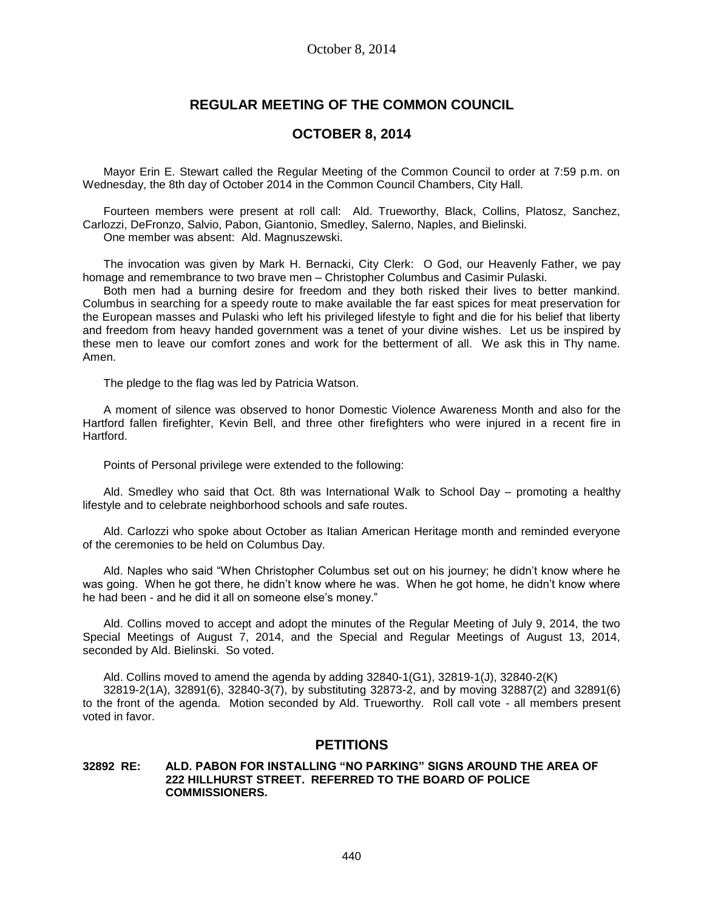# REGULAR MEETING OF THE COMMON COUNCIL

## OCTOBER 8, 2014

Mayor Erin E. Stewart called the Regular Meeting of the Common Council to order at 7:59 p.m. on Wednesday, the 8th day of October 2014 in the Common Council Chambers, City Hall.

Fourteen members were present at roll call: Ald. Trueworthy, Black, Collins, Platosz, Sanchez, Carlozzi, DeFronzo, Salvio, Pabon, Giantonio, Smedley, Salerno, Naples, and Bielinski.
One member was absent: Ald. Magnuszewski.

The invocation was given by Mark H. Bernacki, City Clerk: O God, our Heavenly Father, we pay homage and remembrance to two brave men – Christopher Columbus and Casimir Pulaski.

Both men had a burning desire for freedom and they both risked their lives to better mankind. Columbus in searching for a speedy route to make available the far east spices for meat preservation for the European masses and Pulaski who left his privileged lifestyle to fight and die for his belief that liberty and freedom from heavy handed government was a tenet of your divine wishes. Let us be inspired by these men to leave our comfort zones and work for the betterment of all. We ask this in Thy name. Amen.

The pledge to the flag was led by Patricia Watson.

A moment of silence was observed to honor Domestic Violence Awareness Month and also for the Hartford fallen firefighter, Kevin Bell, and three other firefighters who were injured in a recent fire in Hartford.

Points of Personal privilege were extended to the following:

Ald. Smedley who said that Oct. 8th was International Walk to School Day – promoting a healthy lifestyle and to celebrate neighborhood schools and safe routes.

Ald. Carlozzi who spoke about October as Italian American Heritage month and reminded everyone of the ceremonies to be held on Columbus Day.

Ald. Naples who said "When Christopher Columbus set out on his journey; he didn't know where he was going. When he got there, he didn't know where he was. When he got home, he didn't know where he had been - and he did it all on someone else's money."

Ald. Collins moved to accept and adopt the minutes of the Regular Meeting of July 9, 2014, the two Special Meetings of August 7, 2014, and the Special and Regular Meetings of August 13, 2014, seconded by Ald. Bielinski. So voted.

Ald. Collins moved to amend the agenda by adding 32840-1(G1), 32819-1(J), 32840-2(K) 32819-2(1A), 32891(6), 32840-3(7), by substituting 32873-2, and by moving 32887(2) and 32891(6) to the front of the agenda. Motion seconded by Ald. Trueworthy. Roll call vote - all members present voted in favor.

## PETITIONS

**32892 RE: ALD. PABON FOR INSTALLING "NO PARKING" SIGNS AROUND THE AREA OF 222 HILLHURST STREET. REFERRED TO THE BOARD OF POLICE COMMISSIONERS.**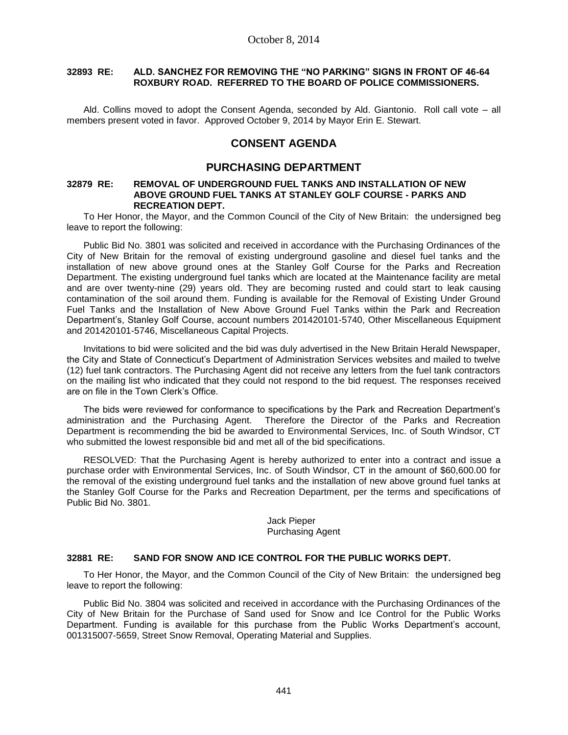**32893 RE: ALD. SANCHEZ FOR REMOVING THE "NO PARKING" SIGNS IN FRONT OF 46-64 ROXBURY ROAD. REFERRED TO THE BOARD OF POLICE COMMISSIONERS.**

Ald. Collins moved to adopt the Consent Agenda, seconded by Ald. Giantonio. Roll call vote – all members present voted in favor. Approved October 9, 2014 by Mayor Erin E. Stewart.

## CONSENT AGENDA

## PURCHASING DEPARTMENT

**32879 RE: REMOVAL OF UNDERGROUND FUEL TANKS AND INSTALLATION OF NEW ABOVE GROUND FUEL TANKS AT STANLEY GOLF COURSE - PARKS AND RECREATION DEPT.**

To Her Honor, the Mayor, and the Common Council of the City of New Britain: the undersigned beg leave to report the following:

Public Bid No. 3801 was solicited and received in accordance with the Purchasing Ordinances of the City of New Britain for the removal of existing underground gasoline and diesel fuel tanks and the installation of new above ground ones at the Stanley Golf Course for the Parks and Recreation Department. The existing underground fuel tanks which are located at the Maintenance facility are metal and are over twenty-nine (29) years old. They are becoming rusted and could start to leak causing contamination of the soil around them. Funding is available for the Removal of Existing Under Ground Fuel Tanks and the Installation of New Above Ground Fuel Tanks within the Park and Recreation Department's, Stanley Golf Course, account numbers 201420101-5740, Other Miscellaneous Equipment and 201420101-5746, Miscellaneous Capital Projects.

Invitations to bid were solicited and the bid was duly advertised in the New Britain Herald Newspaper, the City and State of Connecticut's Department of Administration Services websites and mailed to twelve (12) fuel tank contractors. The Purchasing Agent did not receive any letters from the fuel tank contractors on the mailing list who indicated that they could not respond to the bid request. The responses received are on file in the Town Clerk's Office.

The bids were reviewed for conformance to specifications by the Park and Recreation Department's administration and the Purchasing Agent. Therefore the Director of the Parks and Recreation Department is recommending the bid be awarded to Environmental Services, Inc. of South Windsor, CT who submitted the lowest responsible bid and met all of the bid specifications.

RESOLVED: That the Purchasing Agent is hereby authorized to enter into a contract and issue a purchase order with Environmental Services, Inc. of South Windsor, CT in the amount of $60,600.00 for the removal of the existing underground fuel tanks and the installation of new above ground fuel tanks at the Stanley Golf Course for the Parks and Recreation Department, per the terms and specifications of Public Bid No. 3801.

Jack Pieper
Purchasing Agent

**32881 RE: SAND FOR SNOW AND ICE CONTROL FOR THE PUBLIC WORKS DEPT.**

To Her Honor, the Mayor, and the Common Council of the City of New Britain: the undersigned beg leave to report the following:

Public Bid No. 3804 was solicited and received in accordance with the Purchasing Ordinances of the City of New Britain for the Purchase of Sand used for Snow and Ice Control for the Public Works Department. Funding is available for this purchase from the Public Works Department's account, 001315007-5659, Street Snow Removal, Operating Material and Supplies.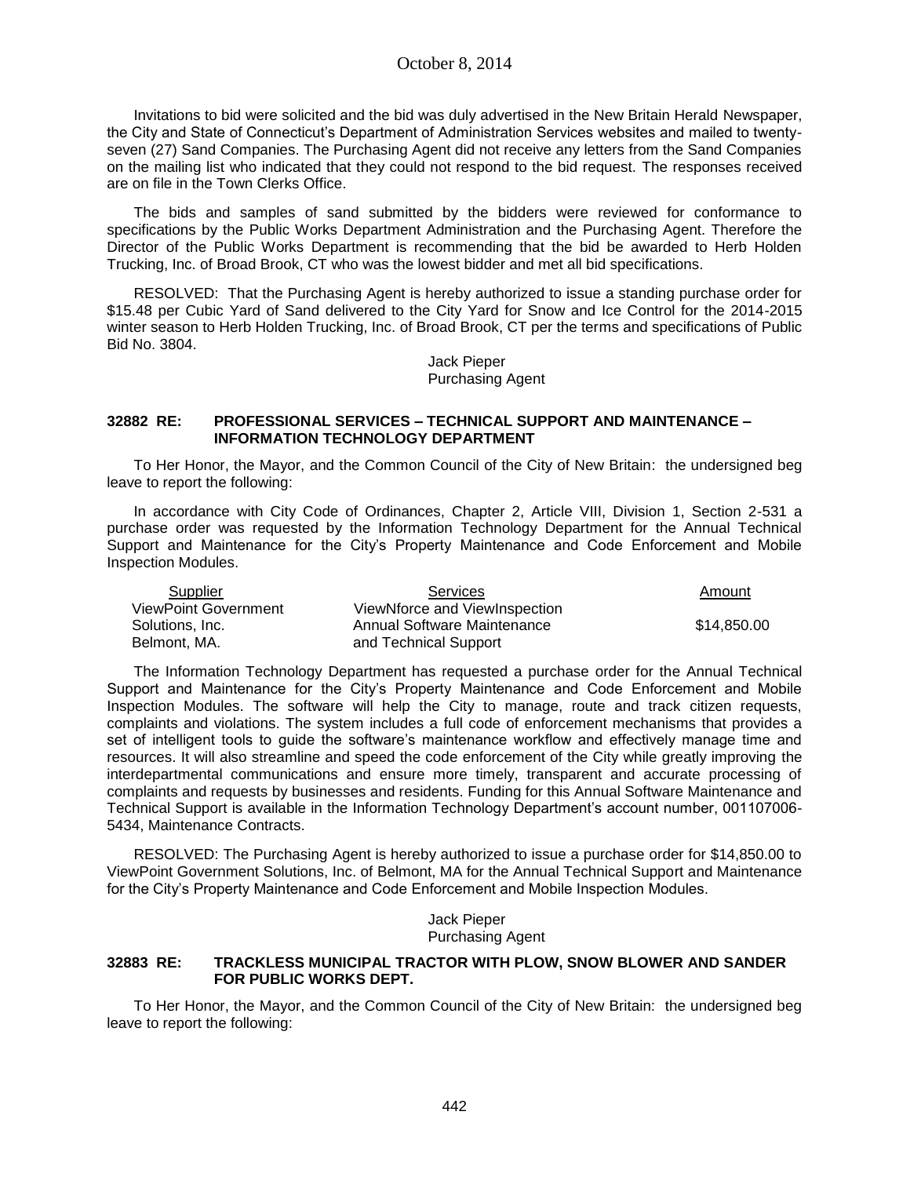Invitations to bid were solicited and the bid was duly advertised in the New Britain Herald Newspaper, the City and State of Connecticut's Department of Administration Services websites and mailed to twenty-seven (27) Sand Companies. The Purchasing Agent did not receive any letters from the Sand Companies on the mailing list who indicated that they could not respond to the bid request. The responses received are on file in the Town Clerks Office.

The bids and samples of sand submitted by the bidders were reviewed for conformance to specifications by the Public Works Department Administration and the Purchasing Agent. Therefore the Director of the Public Works Department is recommending that the bid be awarded to Herb Holden Trucking, Inc. of Broad Brook, CT who was the lowest bidder and met all bid specifications.

RESOLVED: That the Purchasing Agent is hereby authorized to issue a standing purchase order for $15.48 per Cubic Yard of Sand delivered to the City Yard for Snow and Ice Control for the 2014-2015 winter season to Herb Holden Trucking, Inc. of Broad Brook, CT per the terms and specifications of Public Bid No. 3804.

Jack Pieper
Purchasing Agent

**32882 RE: PROFESSIONAL SERVICES – TECHNICAL SUPPORT AND MAINTENANCE – INFORMATION TECHNOLOGY DEPARTMENT**

To Her Honor, the Mayor, and the Common Council of the City of New Britain: the undersigned beg leave to report the following:

In accordance with City Code of Ordinances, Chapter 2, Article VIII, Division 1, Section 2-531 a purchase order was requested by the Information Technology Department for the Annual Technical Support and Maintenance for the City's Property Maintenance and Code Enforcement and Mobile Inspection Modules.

| Supplier | Services | Amount |
|---|---|---|
| ViewPoint Government Solutions, Inc. Belmont, MA. | ViewNforce and ViewInspection Annual Software Maintenance and Technical Support | $14,850.00 |

The Information Technology Department has requested a purchase order for the Annual Technical Support and Maintenance for the City's Property Maintenance and Code Enforcement and Mobile Inspection Modules. The software will help the City to manage, route and track citizen requests, complaints and violations. The system includes a full code of enforcement mechanisms that provides a set of intelligent tools to guide the software's maintenance workflow and effectively manage time and resources. It will also streamline and speed the code enforcement of the City while greatly improving the interdepartmental communications and ensure more timely, transparent and accurate processing of complaints and requests by businesses and residents. Funding for this Annual Software Maintenance and Technical Support is available in the Information Technology Department's account number, 001107006-5434, Maintenance Contracts.

RESOLVED: The Purchasing Agent is hereby authorized to issue a purchase order for $14,850.00 to ViewPoint Government Solutions, Inc. of Belmont, MA for the Annual Technical Support and Maintenance for the City's Property Maintenance and Code Enforcement and Mobile Inspection Modules.

Jack Pieper
Purchasing Agent

**32883 RE: TRACKLESS MUNICIPAL TRACTOR WITH PLOW, SNOW BLOWER AND SANDER FOR PUBLIC WORKS DEPT.**

To Her Honor, the Mayor, and the Common Council of the City of New Britain: the undersigned beg leave to report the following: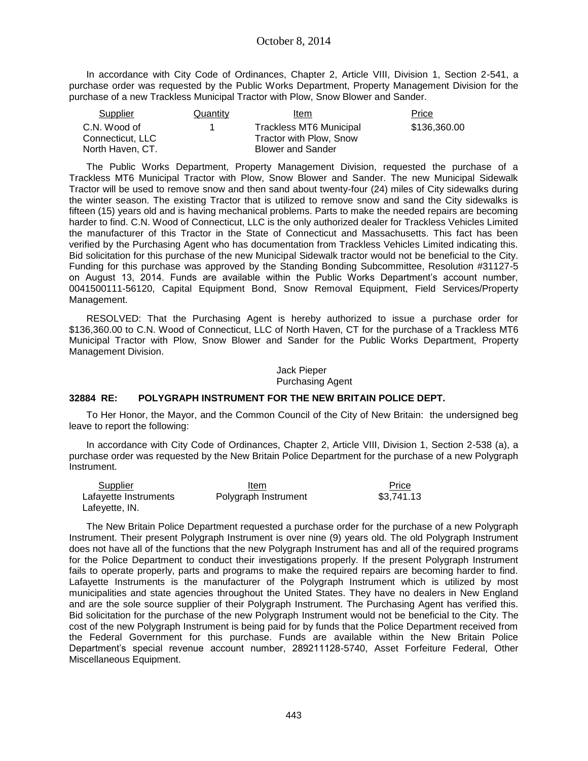In accordance with City Code of Ordinances, Chapter 2, Article VIII, Division 1, Section 2-541, a purchase order was requested by the Public Works Department, Property Management Division for the purchase of a new Trackless Municipal Tractor with Plow, Snow Blower and Sander.

| Supplier | Quantity | Item | Price |
|---|---|---|---|
| C.N. Wood of Connecticut, LLC North Haven, CT. | 1 | Trackless MT6 Municipal Tractor with Plow, Snow Blower and Sander | $136,360.00 |

The Public Works Department, Property Management Division, requested the purchase of a Trackless MT6 Municipal Tractor with Plow, Snow Blower and Sander. The new Municipal Sidewalk Tractor will be used to remove snow and then sand about twenty-four (24) miles of City sidewalks during the winter season. The existing Tractor that is utilized to remove snow and sand the City sidewalks is fifteen (15) years old and is having mechanical problems. Parts to make the needed repairs are becoming harder to find. C.N. Wood of Connecticut, LLC is the only authorized dealer for Trackless Vehicles Limited the manufacturer of this Tractor in the State of Connecticut and Massachusetts. This fact has been verified by the Purchasing Agent who has documentation from Trackless Vehicles Limited indicating this. Bid solicitation for this purchase of the new Municipal Sidewalk tractor would not be beneficial to the City. Funding for this purchase was approved by the Standing Bonding Subcommittee, Resolution #31127-5 on August 13, 2014. Funds are available within the Public Works Department's account number, 0041500111-56120, Capital Equipment Bond, Snow Removal Equipment, Field Services/Property Management.

RESOLVED: That the Purchasing Agent is hereby authorized to issue a purchase order for $136,360.00 to C.N. Wood of Connecticut, LLC of North Haven, CT for the purchase of a Trackless MT6 Municipal Tractor with Plow, Snow Blower and Sander for the Public Works Department, Property Management Division.

Jack Pieper
Purchasing Agent

**32884 RE: POLYGRAPH INSTRUMENT FOR THE NEW BRITAIN POLICE DEPT.**

To Her Honor, the Mayor, and the Common Council of the City of New Britain: the undersigned beg leave to report the following:

In accordance with City Code of Ordinances, Chapter 2, Article VIII, Division 1, Section 2-538 (a), a purchase order was requested by the New Britain Police Department for the purchase of a new Polygraph Instrument.

| Supplier | Item | Price |
|---|---|---|
| Lafayette Instruments Lafeyette, IN. | Polygraph Instrument | $3,741.13 |

The New Britain Police Department requested a purchase order for the purchase of a new Polygraph Instrument. Their present Polygraph Instrument is over nine (9) years old. The old Polygraph Instrument does not have all of the functions that the new Polygraph Instrument has and all of the required programs for the Police Department to conduct their investigations properly. If the present Polygraph Instrument fails to operate properly, parts and programs to make the required repairs are becoming harder to find. Lafayette Instruments is the manufacturer of the Polygraph Instrument which is utilized by most municipalities and state agencies throughout the United States. They have no dealers in New England and are the sole source supplier of their Polygraph Instrument. The Purchasing Agent has verified this. Bid solicitation for the purchase of the new Polygraph Instrument would not be beneficial to the City. The cost of the new Polygraph Instrument is being paid for by funds that the Police Department received from the Federal Government for this purchase. Funds are available within the New Britain Police Department's special revenue account number, 289211128-5740, Asset Forfeiture Federal, Other Miscellaneous Equipment.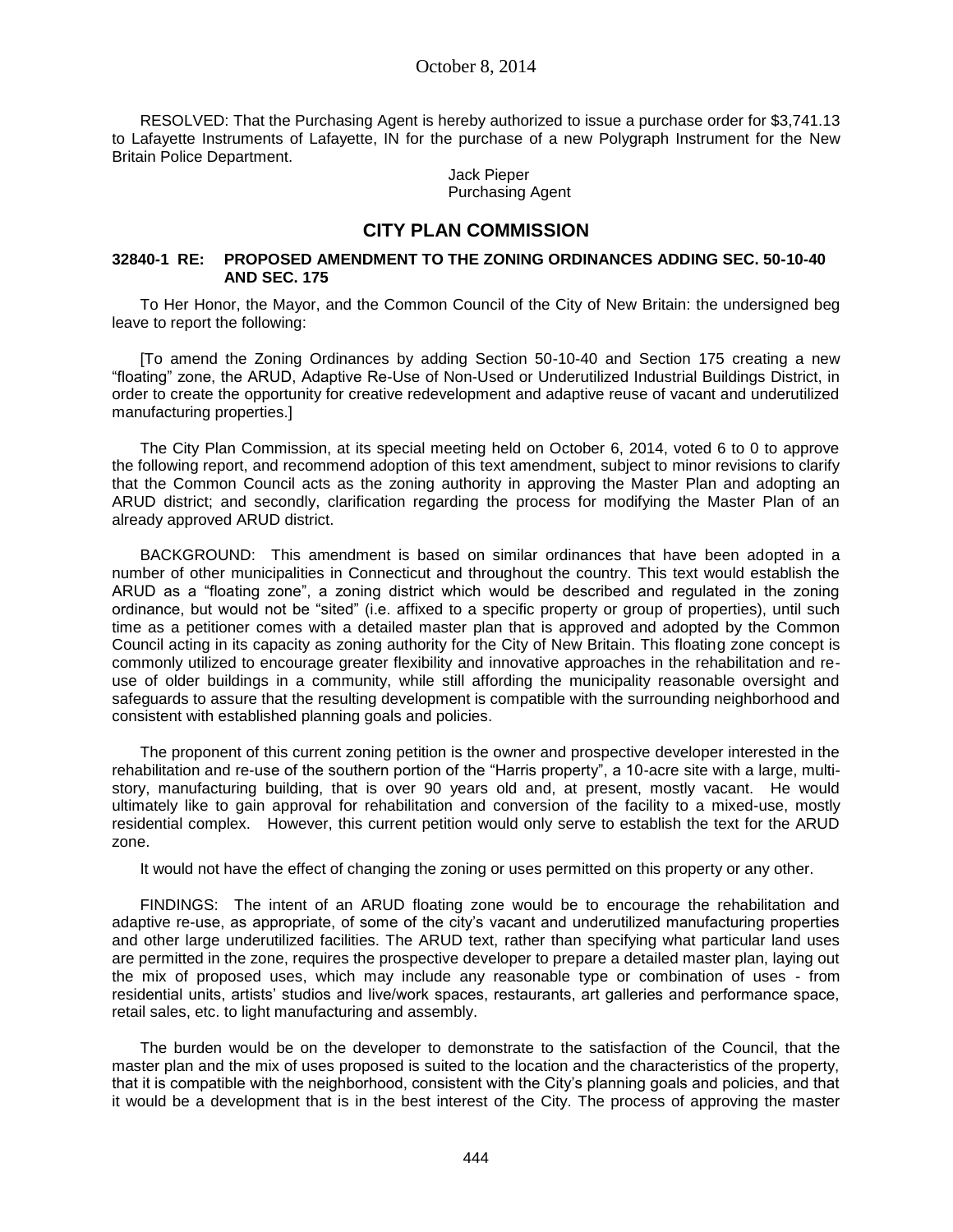RESOLVED: That the Purchasing Agent is hereby authorized to issue a purchase order for $3,741.13 to Lafayette Instruments of Lafayette, IN for the purchase of a new Polygraph Instrument for the New Britain Police Department.

Jack Pieper
Purchasing Agent

## CITY PLAN COMMISSION

**32840-1 RE: PROPOSED AMENDMENT TO THE ZONING ORDINANCES ADDING SEC. 50-10-40 AND SEC. 175**

To Her Honor, the Mayor, and the Common Council of the City of New Britain: the undersigned beg leave to report the following:

[To amend the Zoning Ordinances by adding Section 50-10-40 and Section 175 creating a new "floating" zone, the ARUD, Adaptive Re-Use of Non-Used or Underutilized Industrial Buildings District, in order to create the opportunity for creative redevelopment and adaptive reuse of vacant and underutilized manufacturing properties.]

The City Plan Commission, at its special meeting held on October 6, 2014, voted 6 to 0 to approve the following report, and recommend adoption of this text amendment, subject to minor revisions to clarify that the Common Council acts as the zoning authority in approving the Master Plan and adopting an ARUD district; and secondly, clarification regarding the process for modifying the Master Plan of an already approved ARUD district.

BACKGROUND: This amendment is based on similar ordinances that have been adopted in a number of other municipalities in Connecticut and throughout the country. This text would establish the ARUD as a "floating zone", a zoning district which would be described and regulated in the zoning ordinance, but would not be "sited" (i.e. affixed to a specific property or group of properties), until such time as a petitioner comes with a detailed master plan that is approved and adopted by the Common Council acting in its capacity as zoning authority for the City of New Britain. This floating zone concept is commonly utilized to encourage greater flexibility and innovative approaches in the rehabilitation and re-use of older buildings in a community, while still affording the municipality reasonable oversight and safeguards to assure that the resulting development is compatible with the surrounding neighborhood and consistent with established planning goals and policies.

The proponent of this current zoning petition is the owner and prospective developer interested in the rehabilitation and re-use of the southern portion of the "Harris property", a 10-acre site with a large, multi-story, manufacturing building, that is over 90 years old and, at present, mostly vacant. He would ultimately like to gain approval for rehabilitation and conversion of the facility to a mixed-use, mostly residential complex. However, this current petition would only serve to establish the text for the ARUD zone.

It would not have the effect of changing the zoning or uses permitted on this property or any other.

FINDINGS: The intent of an ARUD floating zone would be to encourage the rehabilitation and adaptive re-use, as appropriate, of some of the city's vacant and underutilized manufacturing properties and other large underutilized facilities. The ARUD text, rather than specifying what particular land uses are permitted in the zone, requires the prospective developer to prepare a detailed master plan, laying out the mix of proposed uses, which may include any reasonable type or combination of uses - from residential units, artists' studios and live/work spaces, restaurants, art galleries and performance space, retail sales, etc. to light manufacturing and assembly.

The burden would be on the developer to demonstrate to the satisfaction of the Council, that the master plan and the mix of uses proposed is suited to the location and the characteristics of the property, that it is compatible with the neighborhood, consistent with the City's planning goals and policies, and that it would be a development that is in the best interest of the City. The process of approving the master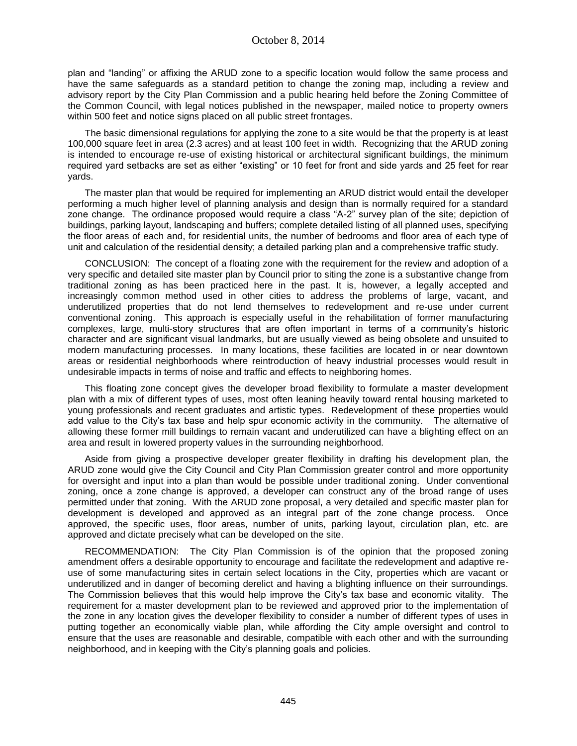plan and "landing" or affixing the ARUD zone to a specific location would follow the same process and have the same safeguards as a standard petition to change the zoning map, including a review and advisory report by the City Plan Commission and a public hearing held before the Zoning Committee of the Common Council, with legal notices published in the newspaper, mailed notice to property owners within 500 feet and notice signs placed on all public street frontages.

The basic dimensional regulations for applying the zone to a site would be that the property is at least 100,000 square feet in area (2.3 acres) and at least 100 feet in width. Recognizing that the ARUD zoning is intended to encourage re-use of existing historical or architectural significant buildings, the minimum required yard setbacks are set as either "existing" or 10 feet for front and side yards and 25 feet for rear yards.

The master plan that would be required for implementing an ARUD district would entail the developer performing a much higher level of planning analysis and design than is normally required for a standard zone change. The ordinance proposed would require a class "A-2" survey plan of the site; depiction of buildings, parking layout, landscaping and buffers; complete detailed listing of all planned uses, specifying the floor areas of each and, for residential units, the number of bedrooms and floor area of each type of unit and calculation of the residential density; a detailed parking plan and a comprehensive traffic study.

CONCLUSION: The concept of a floating zone with the requirement for the review and adoption of a very specific and detailed site master plan by Council prior to siting the zone is a substantive change from traditional zoning as has been practiced here in the past. It is, however, a legally accepted and increasingly common method used in other cities to address the problems of large, vacant, and underutilized properties that do not lend themselves to redevelopment and re-use under current conventional zoning. This approach is especially useful in the rehabilitation of former manufacturing complexes, large, multi-story structures that are often important in terms of a community's historic character and are significant visual landmarks, but are usually viewed as being obsolete and unsuited to modern manufacturing processes. In many locations, these facilities are located in or near downtown areas or residential neighborhoods where reintroduction of heavy industrial processes would result in undesirable impacts in terms of noise and traffic and effects to neighboring homes.

This floating zone concept gives the developer broad flexibility to formulate a master development plan with a mix of different types of uses, most often leaning heavily toward rental housing marketed to young professionals and recent graduates and artistic types. Redevelopment of these properties would add value to the City's tax base and help spur economic activity in the community. The alternative of allowing these former mill buildings to remain vacant and underutilized can have a blighting effect on an area and result in lowered property values in the surrounding neighborhood.

Aside from giving a prospective developer greater flexibility in drafting his development plan, the ARUD zone would give the City Council and City Plan Commission greater control and more opportunity for oversight and input into a plan than would be possible under traditional zoning. Under conventional zoning, once a zone change is approved, a developer can construct any of the broad range of uses permitted under that zoning. With the ARUD zone proposal, a very detailed and specific master plan for development is developed and approved as an integral part of the zone change process. Once approved, the specific uses, floor areas, number of units, parking layout, circulation plan, etc. are approved and dictate precisely what can be developed on the site.

RECOMMENDATION: The City Plan Commission is of the opinion that the proposed zoning amendment offers a desirable opportunity to encourage and facilitate the redevelopment and adaptive re-use of some manufacturing sites in certain select locations in the City, properties which are vacant or underutilized and in danger of becoming derelict and having a blighting influence on their surroundings. The Commission believes that this would help improve the City's tax base and economic vitality. The requirement for a master development plan to be reviewed and approved prior to the implementation of the zone in any location gives the developer flexibility to consider a number of different types of uses in putting together an economically viable plan, while affording the City ample oversight and control to ensure that the uses are reasonable and desirable, compatible with each other and with the surrounding neighborhood, and in keeping with the City's planning goals and policies.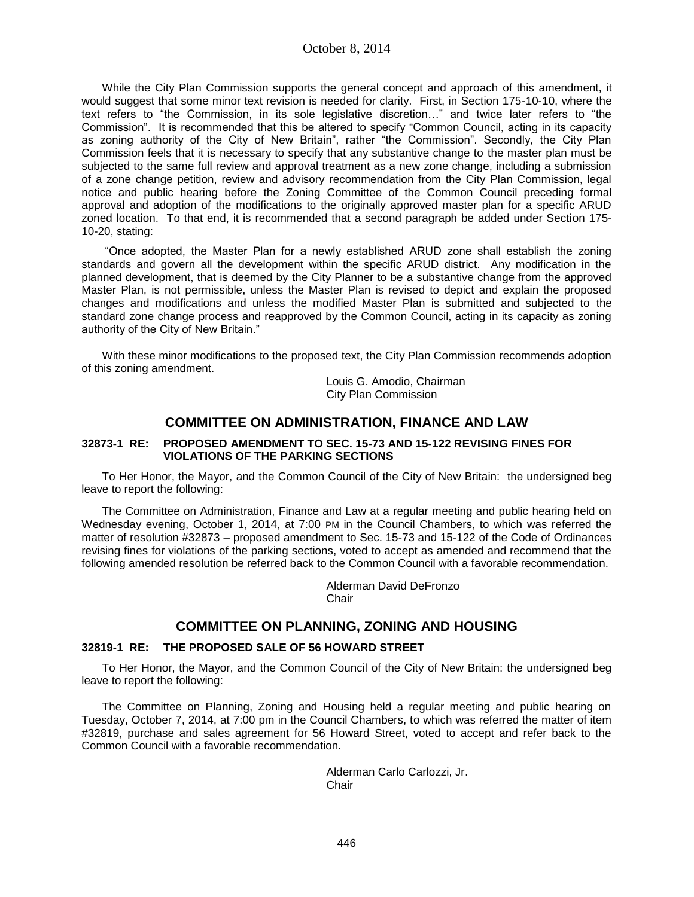While the City Plan Commission supports the general concept and approach of this amendment, it would suggest that some minor text revision is needed for clarity. First, in Section 175-10-10, where the text refers to "the Commission, in its sole legislative discretion…" and twice later refers to "the Commission". It is recommended that this be altered to specify "Common Council, acting in its capacity as zoning authority of the City of New Britain", rather "the Commission". Secondly, the City Plan Commission feels that it is necessary to specify that any substantive change to the master plan must be subjected to the same full review and approval treatment as a new zone change, including a submission of a zone change petition, review and advisory recommendation from the City Plan Commission, legal notice and public hearing before the Zoning Committee of the Common Council preceding formal approval and adoption of the modifications to the originally approved master plan for a specific ARUD zoned location. To that end, it is recommended that a second paragraph be added under Section 175-10-20, stating:

"Once adopted, the Master Plan for a newly established ARUD zone shall establish the zoning standards and govern all the development within the specific ARUD district. Any modification in the planned development, that is deemed by the City Planner to be a substantive change from the approved Master Plan, is not permissible, unless the Master Plan is revised to depict and explain the proposed changes and modifications and unless the modified Master Plan is submitted and subjected to the standard zone change process and reapproved by the Common Council, acting in its capacity as zoning authority of the City of New Britain."

With these minor modifications to the proposed text, the City Plan Commission recommends adoption of this zoning amendment.

Louis G. Amodio, Chairman
City Plan Commission

## COMMITTEE ON ADMINISTRATION, FINANCE AND LAW

### 32873-1 RE: PROPOSED AMENDMENT TO SEC. 15-73 AND 15-122 REVISING FINES FOR VIOLATIONS OF THE PARKING SECTIONS

To Her Honor, the Mayor, and the Common Council of the City of New Britain: the undersigned beg leave to report the following:

The Committee on Administration, Finance and Law at a regular meeting and public hearing held on Wednesday evening, October 1, 2014, at 7:00 PM in the Council Chambers, to which was referred the matter of resolution #32873 – proposed amendment to Sec. 15-73 and 15-122 of the Code of Ordinances revising fines for violations of the parking sections, voted to accept as amended and recommend that the following amended resolution be referred back to the Common Council with a favorable recommendation.

Alderman David DeFronzo
Chair

## COMMITTEE ON PLANNING, ZONING AND HOUSING

### 32819-1 RE: THE PROPOSED SALE OF 56 HOWARD STREET

To Her Honor, the Mayor, and the Common Council of the City of New Britain: the undersigned beg leave to report the following:

The Committee on Planning, Zoning and Housing held a regular meeting and public hearing on Tuesday, October 7, 2014, at 7:00 pm in the Council Chambers, to which was referred the matter of item #32819, purchase and sales agreement for 56 Howard Street, voted to accept and refer back to the Common Council with a favorable recommendation.

Alderman Carlo Carlozzi, Jr.
Chair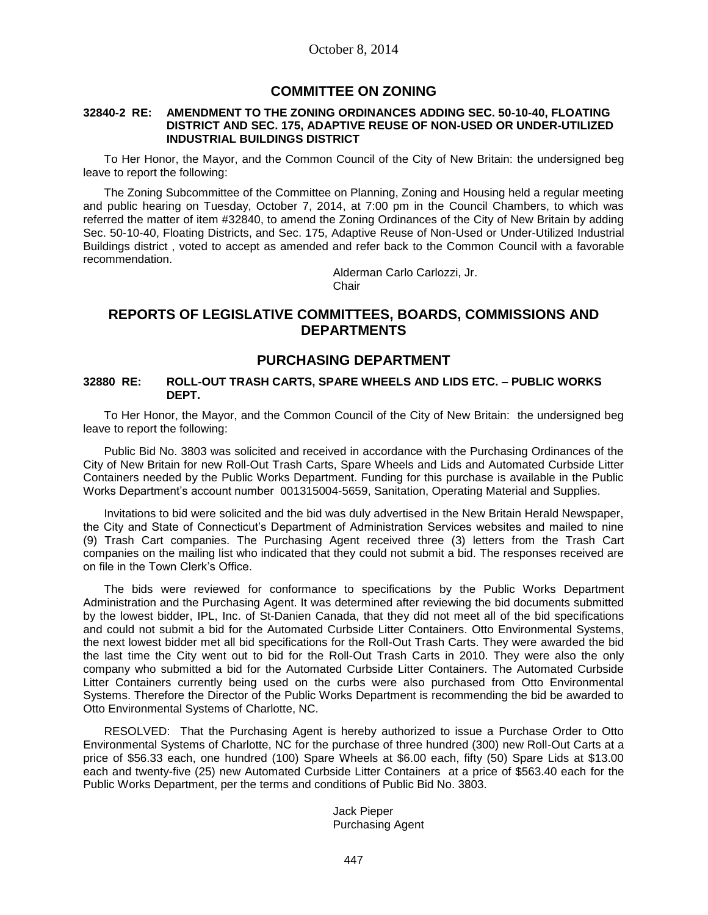October 8, 2014

## COMMITTEE ON ZONING

**32840-2 RE: AMENDMENT TO THE ZONING ORDINANCES ADDING SEC. 50-10-40, FLOATING DISTRICT AND SEC. 175, ADAPTIVE REUSE OF NON-USED OR UNDER-UTILIZED INDUSTRIAL BUILDINGS DISTRICT**

To Her Honor, the Mayor, and the Common Council of the City of New Britain: the undersigned beg leave to report the following:

The Zoning Subcommittee of the Committee on Planning, Zoning and Housing held a regular meeting and public hearing on Tuesday, October 7, 2014, at 7:00 pm in the Council Chambers, to which was referred the matter of item #32840, to amend the Zoning Ordinances of the City of New Britain by adding Sec. 50-10-40, Floating Districts, and Sec. 175, Adaptive Reuse of Non-Used or Under-Utilized Industrial Buildings district , voted to accept as amended and refer back to the Common Council with a favorable recommendation.

Alderman Carlo Carlozzi, Jr.
Chair

## REPORTS OF LEGISLATIVE COMMITTEES, BOARDS, COMMISSIONS AND DEPARTMENTS

## PURCHASING DEPARTMENT

**32880 RE: ROLL-OUT TRASH CARTS, SPARE WHEELS AND LIDS ETC. – PUBLIC WORKS DEPT.**

To Her Honor, the Mayor, and the Common Council of the City of New Britain: the undersigned beg leave to report the following:

Public Bid No. 3803 was solicited and received in accordance with the Purchasing Ordinances of the City of New Britain for new Roll-Out Trash Carts, Spare Wheels and Lids and Automated Curbside Litter Containers needed by the Public Works Department. Funding for this purchase is available in the Public Works Department's account number 001315004-5659, Sanitation, Operating Material and Supplies.

Invitations to bid were solicited and the bid was duly advertised in the New Britain Herald Newspaper, the City and State of Connecticut's Department of Administration Services websites and mailed to nine (9) Trash Cart companies. The Purchasing Agent received three (3) letters from the Trash Cart companies on the mailing list who indicated that they could not submit a bid. The responses received are on file in the Town Clerk's Office.

The bids were reviewed for conformance to specifications by the Public Works Department Administration and the Purchasing Agent. It was determined after reviewing the bid documents submitted by the lowest bidder, IPL, Inc. of St-Danien Canada, that they did not meet all of the bid specifications and could not submit a bid for the Automated Curbside Litter Containers. Otto Environmental Systems, the next lowest bidder met all bid specifications for the Roll-Out Trash Carts. They were awarded the bid the last time the City went out to bid for the Roll-Out Trash Carts in 2010. They were also the only company who submitted a bid for the Automated Curbside Litter Containers. The Automated Curbside Litter Containers currently being used on the curbs were also purchased from Otto Environmental Systems. Therefore the Director of the Public Works Department is recommending the bid be awarded to Otto Environmental Systems of Charlotte, NC.

RESOLVED: That the Purchasing Agent is hereby authorized to issue a Purchase Order to Otto Environmental Systems of Charlotte, NC for the purchase of three hundred (300) new Roll-Out Carts at a price of $56.33 each, one hundred (100) Spare Wheels at $6.00 each, fifty (50) Spare Lids at $13.00 each and twenty-five (25) new Automated Curbside Litter Containers at a price of $563.40 each for the Public Works Department, per the terms and conditions of Public Bid No. 3803.

Jack Pieper
Purchasing Agent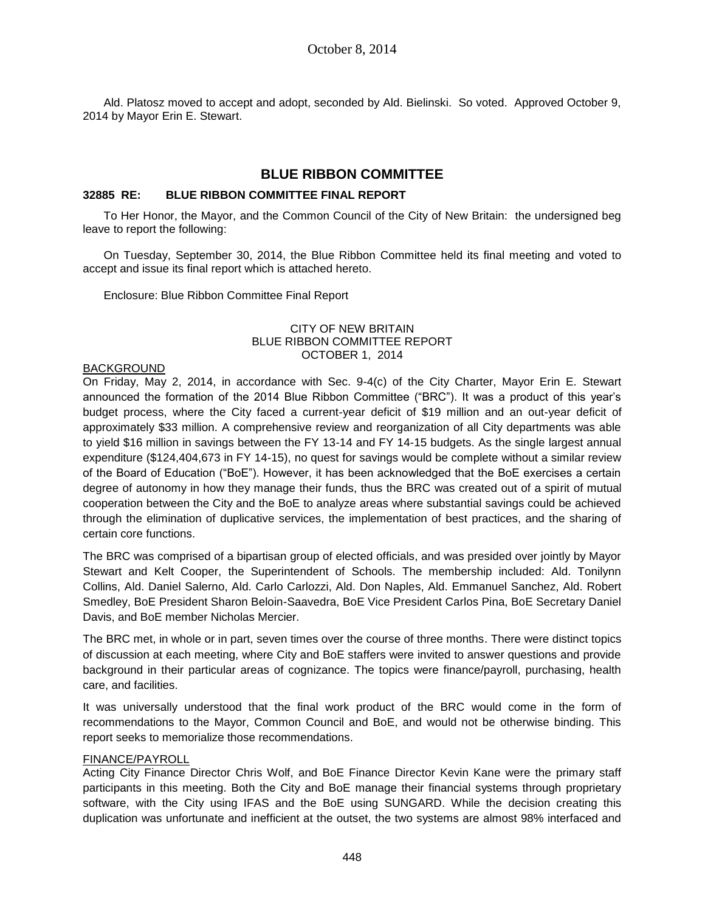Ald. Platosz moved to accept and adopt, seconded by Ald. Bielinski. So voted. Approved October 9, 2014 by Mayor Erin E. Stewart.

## BLUE RIBBON COMMITTEE

### 32885 RE: BLUE RIBBON COMMITTEE FINAL REPORT

To Her Honor, the Mayor, and the Common Council of the City of New Britain: the undersigned beg leave to report the following:

On Tuesday, September 30, 2014, the Blue Ribbon Committee held its final meeting and voted to accept and issue its final report which is attached hereto.

Enclosure: Blue Ribbon Committee Final Report

CITY OF NEW BRITAIN
BLUE RIBBON COMMITTEE REPORT
OCTOBER 1, 2014

BACKGROUND

On Friday, May 2, 2014, in accordance with Sec. 9-4(c) of the City Charter, Mayor Erin E. Stewart announced the formation of the 2014 Blue Ribbon Committee ("BRC"). It was a product of this year's budget process, where the City faced a current-year deficit of $19 million and an out-year deficit of approximately $33 million. A comprehensive review and reorganization of all City departments was able to yield $16 million in savings between the FY 13-14 and FY 14-15 budgets. As the single largest annual expenditure ($124,404,673 in FY 14-15), no quest for savings would be complete without a similar review of the Board of Education ("BoE"). However, it has been acknowledged that the BoE exercises a certain degree of autonomy in how they manage their funds, thus the BRC was created out of a spirit of mutual cooperation between the City and the BoE to analyze areas where substantial savings could be achieved through the elimination of duplicative services, the implementation of best practices, and the sharing of certain core functions.

The BRC was comprised of a bipartisan group of elected officials, and was presided over jointly by Mayor Stewart and Kelt Cooper, the Superintendent of Schools. The membership included: Ald. Tonilynn Collins, Ald. Daniel Salerno, Ald. Carlo Carlozzi, Ald. Don Naples, Ald. Emmanuel Sanchez, Ald. Robert Smedley, BoE President Sharon Beloin-Saavedra, BoE Vice President Carlos Pina, BoE Secretary Daniel Davis, and BoE member Nicholas Mercier.

The BRC met, in whole or in part, seven times over the course of three months. There were distinct topics of discussion at each meeting, where City and BoE staffers were invited to answer questions and provide background in their particular areas of cognizance. The topics were finance/payroll, purchasing, health care, and facilities.

It was universally understood that the final work product of the BRC would come in the form of recommendations to the Mayor, Common Council and BoE, and would not be otherwise binding. This report seeks to memorialize those recommendations.

FINANCE/PAYROLL

Acting City Finance Director Chris Wolf, and BoE Finance Director Kevin Kane were the primary staff participants in this meeting. Both the City and BoE manage their financial systems through proprietary software, with the City using IFAS and the BoE using SUNGARD. While the decision creating this duplication was unfortunate and inefficient at the outset, the two systems are almost 98% interfaced and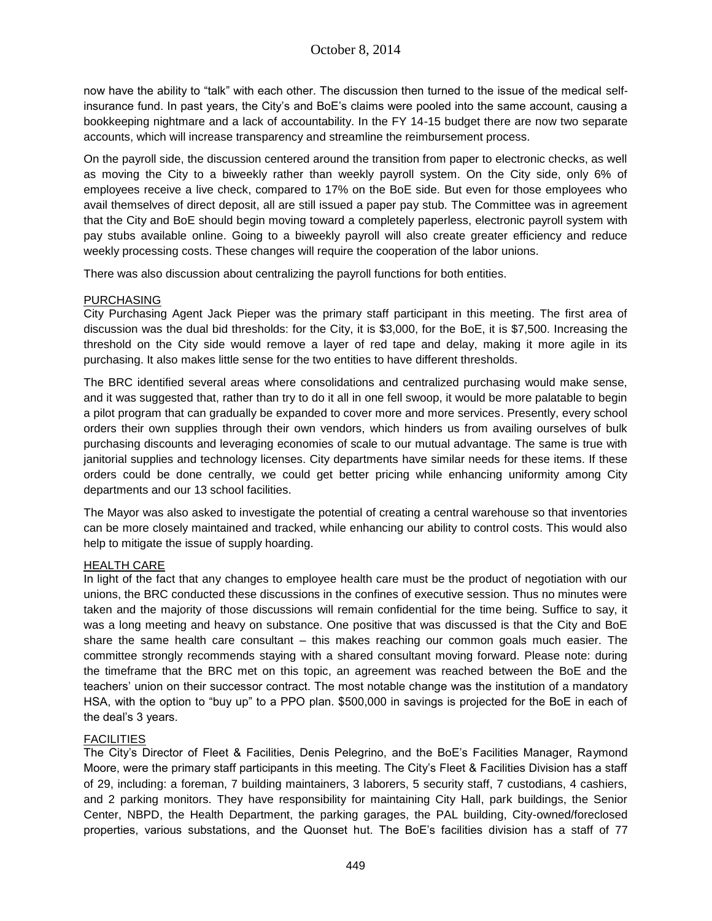now have the ability to "talk" with each other. The discussion then turned to the issue of the medical self-insurance fund. In past years, the City's and BoE's claims were pooled into the same account, causing a bookkeeping nightmare and a lack of accountability. In the FY 14-15 budget there are now two separate accounts, which will increase transparency and streamline the reimbursement process.

On the payroll side, the discussion centered around the transition from paper to electronic checks, as well as moving the City to a biweekly rather than weekly payroll system. On the City side, only 6% of employees receive a live check, compared to 17% on the BoE side. But even for those employees who avail themselves of direct deposit, all are still issued a paper pay stub. The Committee was in agreement that the City and BoE should begin moving toward a completely paperless, electronic payroll system with pay stubs available online. Going to a biweekly payroll will also create greater efficiency and reduce weekly processing costs. These changes will require the cooperation of the labor unions.

There was also discussion about centralizing the payroll functions for both entities.

## PURCHASING

City Purchasing Agent Jack Pieper was the primary staff participant in this meeting. The first area of discussion was the dual bid thresholds: for the City, it is $3,000, for the BoE, it is $7,500. Increasing the threshold on the City side would remove a layer of red tape and delay, making it more agile in its purchasing. It also makes little sense for the two entities to have different thresholds.

The BRC identified several areas where consolidations and centralized purchasing would make sense, and it was suggested that, rather than try to do it all in one fell swoop, it would be more palatable to begin a pilot program that can gradually be expanded to cover more and more services. Presently, every school orders their own supplies through their own vendors, which hinders us from availing ourselves of bulk purchasing discounts and leveraging economies of scale to our mutual advantage. The same is true with janitorial supplies and technology licenses. City departments have similar needs for these items. If these orders could be done centrally, we could get better pricing while enhancing uniformity among City departments and our 13 school facilities.

The Mayor was also asked to investigate the potential of creating a central warehouse so that inventories can be more closely maintained and tracked, while enhancing our ability to control costs. This would also help to mitigate the issue of supply hoarding.

## HEALTH CARE

In light of the fact that any changes to employee health care must be the product of negotiation with our unions, the BRC conducted these discussions in the confines of executive session. Thus no minutes were taken and the majority of those discussions will remain confidential for the time being. Suffice to say, it was a long meeting and heavy on substance. One positive that was discussed is that the City and BoE share the same health care consultant – this makes reaching our common goals much easier. The committee strongly recommends staying with a shared consultant moving forward. Please note: during the timeframe that the BRC met on this topic, an agreement was reached between the BoE and the teachers' union on their successor contract. The most notable change was the institution of a mandatory HSA, with the option to "buy up" to a PPO plan. $500,000 in savings is projected for the BoE in each of the deal's 3 years.

## FACILITIES

The City's Director of Fleet & Facilities, Denis Pelegrino, and the BoE's Facilities Manager, Raymond Moore, were the primary staff participants in this meeting. The City's Fleet & Facilities Division has a staff of 29, including: a foreman, 7 building maintainers, 3 laborers, 5 security staff, 7 custodians, 4 cashiers, and 2 parking monitors. They have responsibility for maintaining City Hall, park buildings, the Senior Center, NBPD, the Health Department, the parking garages, the PAL building, City-owned/foreclosed properties, various substations, and the Quonset hut. The BoE's facilities division has a staff of 77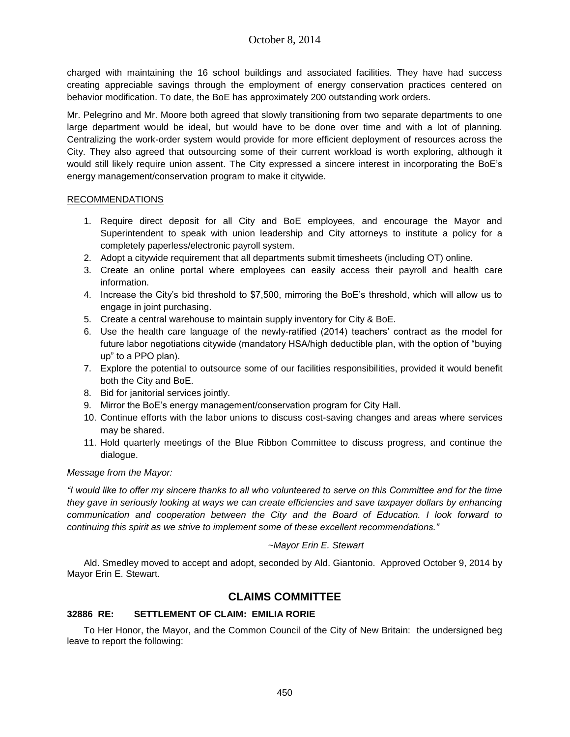charged with maintaining the 16 school buildings and associated facilities. They have had success creating appreciable savings through the employment of energy conservation practices centered on behavior modification. To date, the BoE has approximately 200 outstanding work orders.

Mr. Pelegrino and Mr. Moore both agreed that slowly transitioning from two separate departments to one large department would be ideal, but would have to be done over time and with a lot of planning. Centralizing the work-order system would provide for more efficient deployment of resources across the City. They also agreed that outsourcing some of their current workload is worth exploring, although it would still likely require union assent. The City expressed a sincere interest in incorporating the BoE's energy management/conservation program to make it citywide.

RECOMMENDATIONS

1. Require direct deposit for all City and BoE employees, and encourage the Mayor and Superintendent to speak with union leadership and City attorneys to institute a policy for a completely paperless/electronic payroll system.
2. Adopt a citywide requirement that all departments submit timesheets (including OT) online.
3. Create an online portal where employees can easily access their payroll and health care information.
4. Increase the City's bid threshold to $7,500, mirroring the BoE's threshold, which will allow us to engage in joint purchasing.
5. Create a central warehouse to maintain supply inventory for City & BoE.
6. Use the health care language of the newly-ratified (2014) teachers' contract as the model for future labor negotiations citywide (mandatory HSA/high deductible plan, with the option of "buying up" to a PPO plan).
7. Explore the potential to outsource some of our facilities responsibilities, provided it would benefit both the City and BoE.
8. Bid for janitorial services jointly.
9. Mirror the BoE's energy management/conservation program for City Hall.
10. Continue efforts with the labor unions to discuss cost-saving changes and areas where services may be shared.
11. Hold quarterly meetings of the Blue Ribbon Committee to discuss progress, and continue the dialogue.

*Message from the Mayor:*

*"I would like to offer my sincere thanks to all who volunteered to serve on this Committee and for the time they gave in seriously looking at ways we can create efficiencies and save taxpayer dollars by enhancing communication and cooperation between the City and the Board of Education. I look forward to continuing this spirit as we strive to implement some of these excellent recommendations."*

*~Mayor Erin E. Stewart*

Ald. Smedley moved to accept and adopt, seconded by Ald. Giantonio. Approved October 9, 2014 by Mayor Erin E. Stewart.

## CLAIMS COMMITTEE

### 32886 RE: SETTLEMENT OF CLAIM: EMILIA RORIE

To Her Honor, the Mayor, and the Common Council of the City of New Britain: the undersigned beg leave to report the following: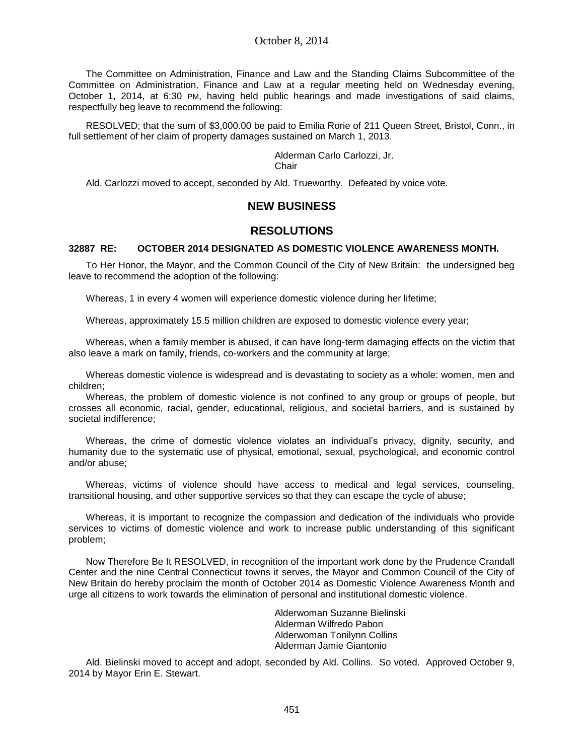The Committee on Administration, Finance and Law and the Standing Claims Subcommittee of the Committee on Administration, Finance and Law at a regular meeting held on Wednesday evening, October 1, 2014, at 6:30 PM, having held public hearings and made investigations of said claims, respectfully beg leave to recommend the following:

RESOLVED; that the sum of $3,000.00 be paid to Emilia Rorie of 211 Queen Street, Bristol, Conn., in full settlement of her claim of property damages sustained on March 1, 2013.

Alderman Carlo Carlozzi, Jr.
Chair

Ald. Carlozzi moved to accept, seconded by Ald. Trueworthy. Defeated by voice vote.

## NEW BUSINESS

## RESOLUTIONS

### 32887 RE: OCTOBER 2014 DESIGNATED AS DOMESTIC VIOLENCE AWARENESS MONTH.

To Her Honor, the Mayor, and the Common Council of the City of New Britain: the undersigned beg leave to recommend the adoption of the following:

Whereas, 1 in every 4 women will experience domestic violence during her lifetime;

Whereas, approximately 15.5 million children are exposed to domestic violence every year;

Whereas, when a family member is abused, it can have long-term damaging effects on the victim that also leave a mark on family, friends, co-workers and the community at large;

Whereas domestic violence is widespread and is devastating to society as a whole: women, men and children;

Whereas, the problem of domestic violence is not confined to any group or groups of people, but crosses all economic, racial, gender, educational, religious, and societal barriers, and is sustained by societal indifference;

Whereas, the crime of domestic violence violates an individual's privacy, dignity, security, and humanity due to the systematic use of physical, emotional, sexual, psychological, and economic control and/or abuse;

Whereas, victims of violence should have access to medical and legal services, counseling, transitional housing, and other supportive services so that they can escape the cycle of abuse;

Whereas, it is important to recognize the compassion and dedication of the individuals who provide services to victims of domestic violence and work to increase public understanding of this significant problem;

Now Therefore Be It RESOLVED, in recognition of the important work done by the Prudence Crandall Center and the nine Central Connecticut towns it serves, the Mayor and Common Council of the City of New Britain do hereby proclaim the month of October 2014 as Domestic Violence Awareness Month and urge all citizens to work towards the elimination of personal and institutional domestic violence.

Alderwoman Suzanne Bielinski
Alderman Wilfredo Pabon
Alderwoman Tonilynn Collins
Alderman Jamie Giantonio

Ald. Bielinski moved to accept and adopt, seconded by Ald. Collins. So voted. Approved October 9, 2014 by Mayor Erin E. Stewart.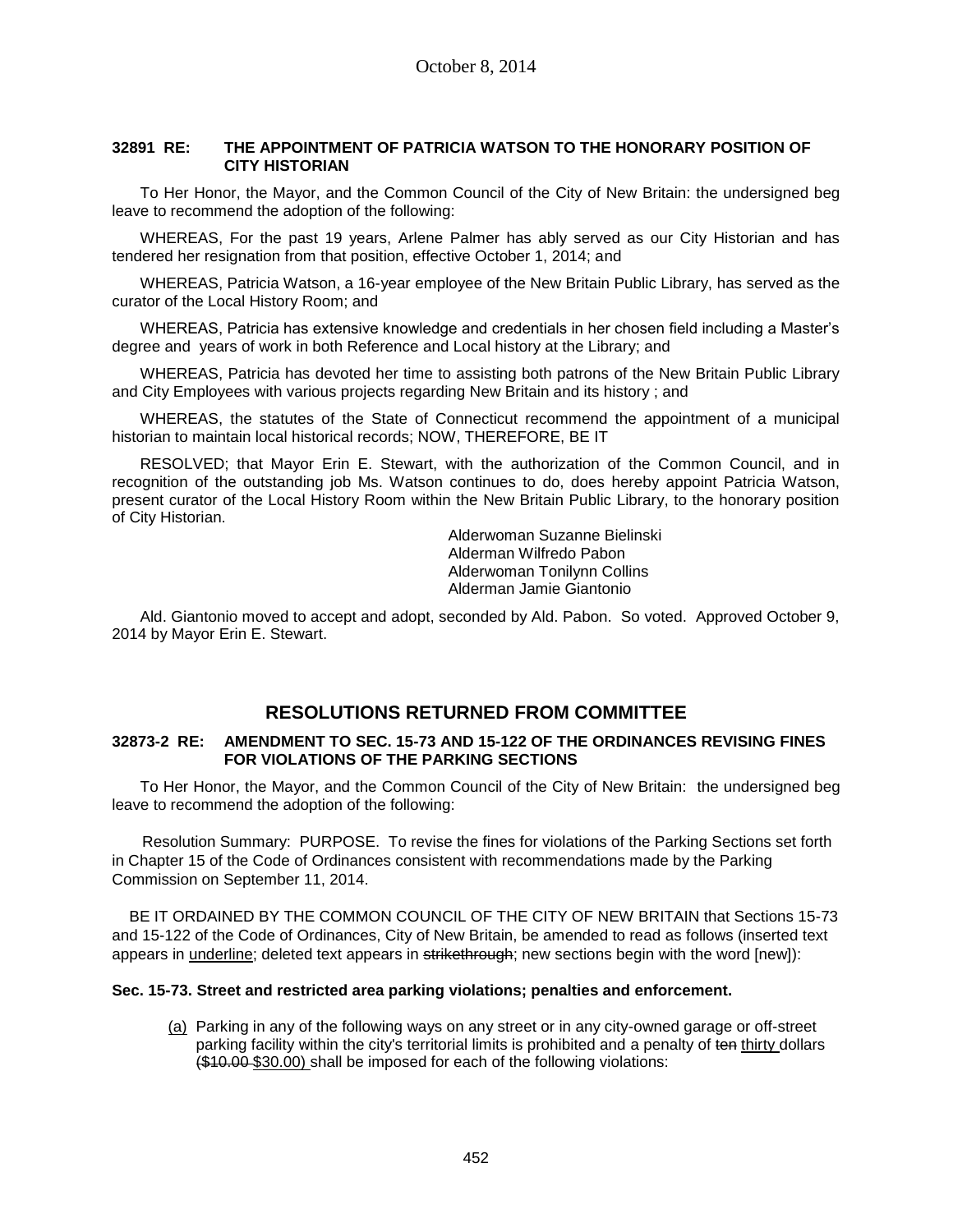October 8, 2014

**32891 RE: THE APPOINTMENT OF PATRICIA WATSON TO THE HONORARY POSITION OF CITY HISTORIAN**

To Her Honor, the Mayor, and the Common Council of the City of New Britain: the undersigned beg leave to recommend the adoption of the following:

WHEREAS, For the past 19 years, Arlene Palmer has ably served as our City Historian and has tendered her resignation from that position, effective October 1, 2014; and

WHEREAS, Patricia Watson, a 16-year employee of the New Britain Public Library, has served as the curator of the Local History Room; and

WHEREAS, Patricia has extensive knowledge and credentials in her chosen field including a Master's degree and years of work in both Reference and Local history at the Library; and

WHEREAS, Patricia has devoted her time to assisting both patrons of the New Britain Public Library and City Employees with various projects regarding New Britain and its history ; and

WHEREAS, the statutes of the State of Connecticut recommend the appointment of a municipal historian to maintain local historical records; NOW, THEREFORE, BE IT

RESOLVED; that Mayor Erin E. Stewart, with the authorization of the Common Council, and in recognition of the outstanding job Ms. Watson continues to do, does hereby appoint Patricia Watson, present curator of the Local History Room within the New Britain Public Library, to the honorary position of City Historian.

Alderwoman Suzanne Bielinski
Alderman Wilfredo Pabon
Alderwoman Tonilynn Collins
Alderman Jamie Giantonio

Ald. Giantonio moved to accept and adopt, seconded by Ald. Pabon. So voted. Approved October 9, 2014 by Mayor Erin E. Stewart.

## RESOLUTIONS RETURNED FROM COMMITTEE

**32873-2 RE: AMENDMENT TO SEC. 15-73 AND 15-122 OF THE ORDINANCES REVISING FINES FOR VIOLATIONS OF THE PARKING SECTIONS**

To Her Honor, the Mayor, and the Common Council of the City of New Britain: the undersigned beg leave to recommend the adoption of the following:

Resolution Summary: PURPOSE. To revise the fines for violations of the Parking Sections set forth in Chapter 15 of the Code of Ordinances consistent with recommendations made by the Parking Commission on September 11, 2014.

BE IT ORDAINED BY THE COMMON COUNCIL OF THE CITY OF NEW BRITAIN that Sections 15-73 and 15-122 of the Code of Ordinances, City of New Britain, be amended to read as follows (inserted text appears in <u>underline</u>; deleted text appears in ~~strikethrough~~; new sections begin with the word [new]):

**Sec. 15-73. Street and restricted area parking violations; penalties and enforcement.**

<u>(a)</u> Parking in any of the following ways on any street or in any city-owned garage or off-street parking facility within the city's territorial limits is prohibited and a penalty of ~~ten~~ <u>thirty</u> dollars ~~($10.00~~ <u>$30.00)</u> shall be imposed for each of the following violations: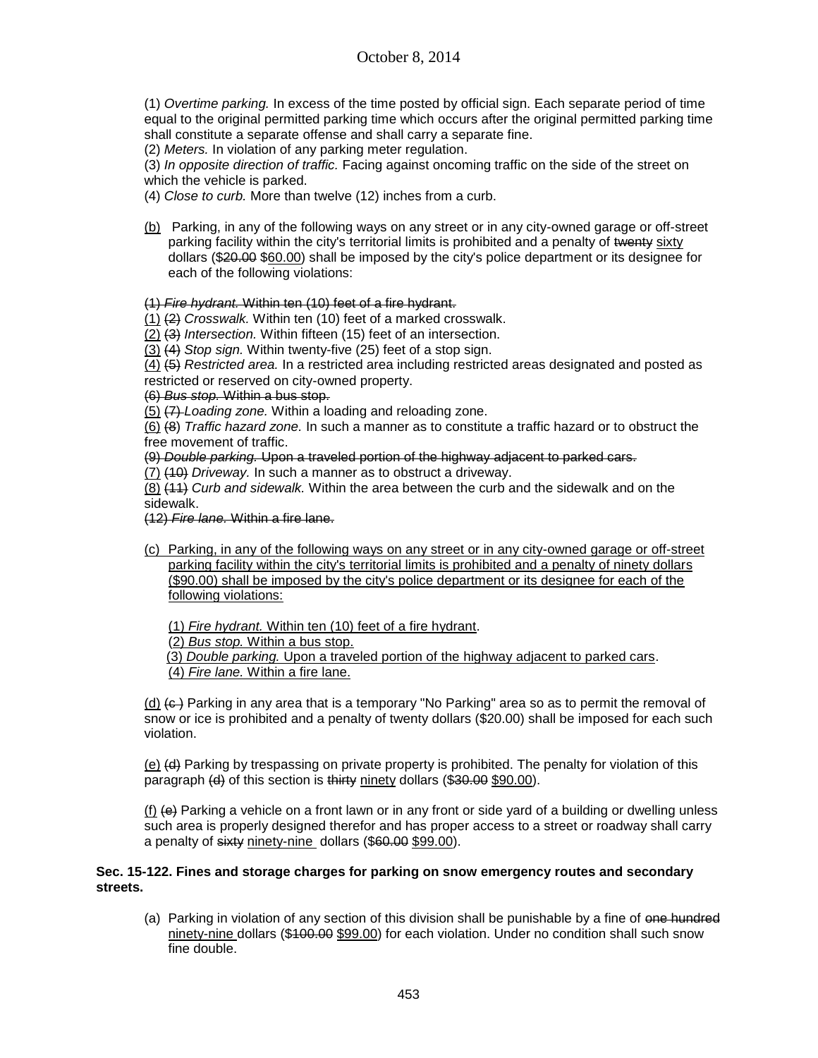(1) *Overtime parking.* In excess of the time posted by official sign. Each separate period of time equal to the original permitted parking time which occurs after the original permitted parking time shall constitute a separate offense and shall carry a separate fine.

(2) *Meters.* In violation of any parking meter regulation.

(3) *In opposite direction of traffic.* Facing against oncoming traffic on the side of the street on which the vehicle is parked.

(4) *Close to curb.* More than twelve (12) inches from a curb.

(b) Parking, in any of the following ways on any street or in any city-owned garage or off-street parking facility within the city's territorial limits is prohibited and a penalty of ~~twenty~~ sixty dollars (~~$20.00~~ $60.00) shall be imposed by the city's police department or its designee for each of the following violations:

~~(1) *Fire hydrant.* Within ten (10) feet of a fire hydrant.~~

(1) ~~(2)~~ *Crosswalk.* Within ten (10) feet of a marked crosswalk.

(2) ~~(3)~~ *Intersection.* Within fifteen (15) feet of an intersection.

(3) ~~(4)~~ *Stop sign.* Within twenty-five (25) feet of a stop sign.

(4) ~~(5)~~ *Restricted area.* In a restricted area including restricted areas designated and posted as restricted or reserved on city-owned property.

~~(6) *Bus stop.* Within a bus stop.~~

(5) ~~(7)~~ *Loading zone.* Within a loading and reloading zone.

(6) ~~(8)~~ *Traffic hazard zone.* In such a manner as to constitute a traffic hazard or to obstruct the free movement of traffic.

~~(9) *Double parking.* Upon a traveled portion of the highway adjacent to parked cars.~~

(7) ~~(10)~~ *Driveway.* In such a manner as to obstruct a driveway.

(8) ~~(11)~~ *Curb and sidewalk.* Within the area between the curb and the sidewalk and on the sidewalk.

~~(12) *Fire lane.* Within a fire lane.~~

(c) Parking, in any of the following ways on any street or in any city-owned garage or off-street parking facility within the city's territorial limits is prohibited and a penalty of ninety dollars ($90.00) shall be imposed by the city's police department or its designee for each of the following violations:

(1) *Fire hydrant.* Within ten (10) feet of a fire hydrant.

(2) *Bus stop.* Within a bus stop.

(3) *Double parking.* Upon a traveled portion of the highway adjacent to parked cars.

(4) *Fire lane.* Within a fire lane.

(d) ~~(c)~~ Parking in any area that is a temporary "No Parking" area so as to permit the removal of snow or ice is prohibited and a penalty of twenty dollars ($20.00) shall be imposed for each such violation.

(e) ~~(d)~~ Parking by trespassing on private property is prohibited. The penalty for violation of this paragraph ~~(d)~~ of this section is ~~thirty~~ ninety dollars (~~$30.00~~ $90.00).

(f) ~~(e)~~ Parking a vehicle on a front lawn or in any front or side yard of a building or dwelling unless such area is properly designed therefor and has proper access to a street or roadway shall carry a penalty of ~~sixty~~ ninety-nine dollars (~~$60.00~~ $99.00).

**Sec. 15-122. Fines and storage charges for parking on snow emergency routes and secondary streets.**

(a) Parking in violation of any section of this division shall be punishable by a fine of ~~one hundred~~ ninety-nine dollars (~~$100.00~~ $99.00) for each violation. Under no condition shall such snow fine double.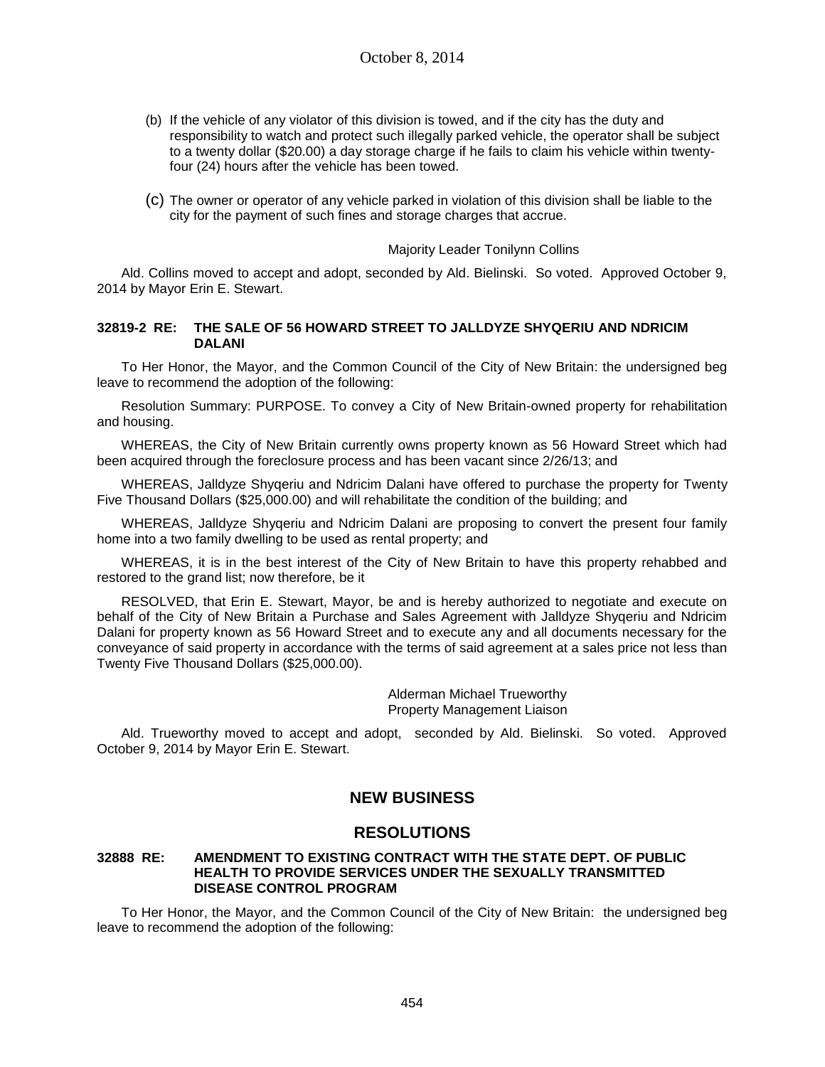(b) If the vehicle of any violator of this division is towed, and if the city has the duty and responsibility to watch and protect such illegally parked vehicle, the operator shall be subject to a twenty dollar ($20.00) a day storage charge if he fails to claim his vehicle within twenty-four (24) hours after the vehicle has been towed.

(c) The owner or operator of any vehicle parked in violation of this division shall be liable to the city for the payment of such fines and storage charges that accrue.

Majority Leader Tonilynn Collins

Ald. Collins moved to accept and adopt, seconded by Ald. Bielinski. So voted. Approved October 9, 2014 by Mayor Erin E. Stewart.

**32819-2 RE: THE SALE OF 56 HOWARD STREET TO JALLDYZE SHYQERIU AND NDRICIM DALANI**

To Her Honor, the Mayor, and the Common Council of the City of New Britain: the undersigned beg leave to recommend the adoption of the following:

Resolution Summary: PURPOSE. To convey a City of New Britain-owned property for rehabilitation and housing.

WHEREAS, the City of New Britain currently owns property known as 56 Howard Street which had been acquired through the foreclosure process and has been vacant since 2/26/13; and

WHEREAS, Jalldyze Shyqeriu and Ndricim Dalani have offered to purchase the property for Twenty Five Thousand Dollars ($25,000.00) and will rehabilitate the condition of the building; and

WHEREAS, Jalldyze Shyqeriu and Ndricim Dalani are proposing to convert the present four family home into a two family dwelling to be used as rental property; and

WHEREAS, it is in the best interest of the City of New Britain to have this property rehabbed and restored to the grand list; now therefore, be it

RESOLVED, that Erin E. Stewart, Mayor, be and is hereby authorized to negotiate and execute on behalf of the City of New Britain a Purchase and Sales Agreement with Jalldyze Shyqeriu and Ndricim Dalani for property known as 56 Howard Street and to execute any and all documents necessary for the conveyance of said property in accordance with the terms of said agreement at a sales price not less than Twenty Five Thousand Dollars ($25,000.00).

Alderman Michael Trueworthy
Property Management Liaison

Ald. Trueworthy moved to accept and adopt, seconded by Ald. Bielinski. So voted. Approved October 9, 2014 by Mayor Erin E. Stewart.

## NEW BUSINESS

## RESOLUTIONS

**32888 RE: AMENDMENT TO EXISTING CONTRACT WITH THE STATE DEPT. OF PUBLIC HEALTH TO PROVIDE SERVICES UNDER THE SEXUALLY TRANSMITTED DISEASE CONTROL PROGRAM**

To Her Honor, the Mayor, and the Common Council of the City of New Britain: the undersigned beg leave to recommend the adoption of the following: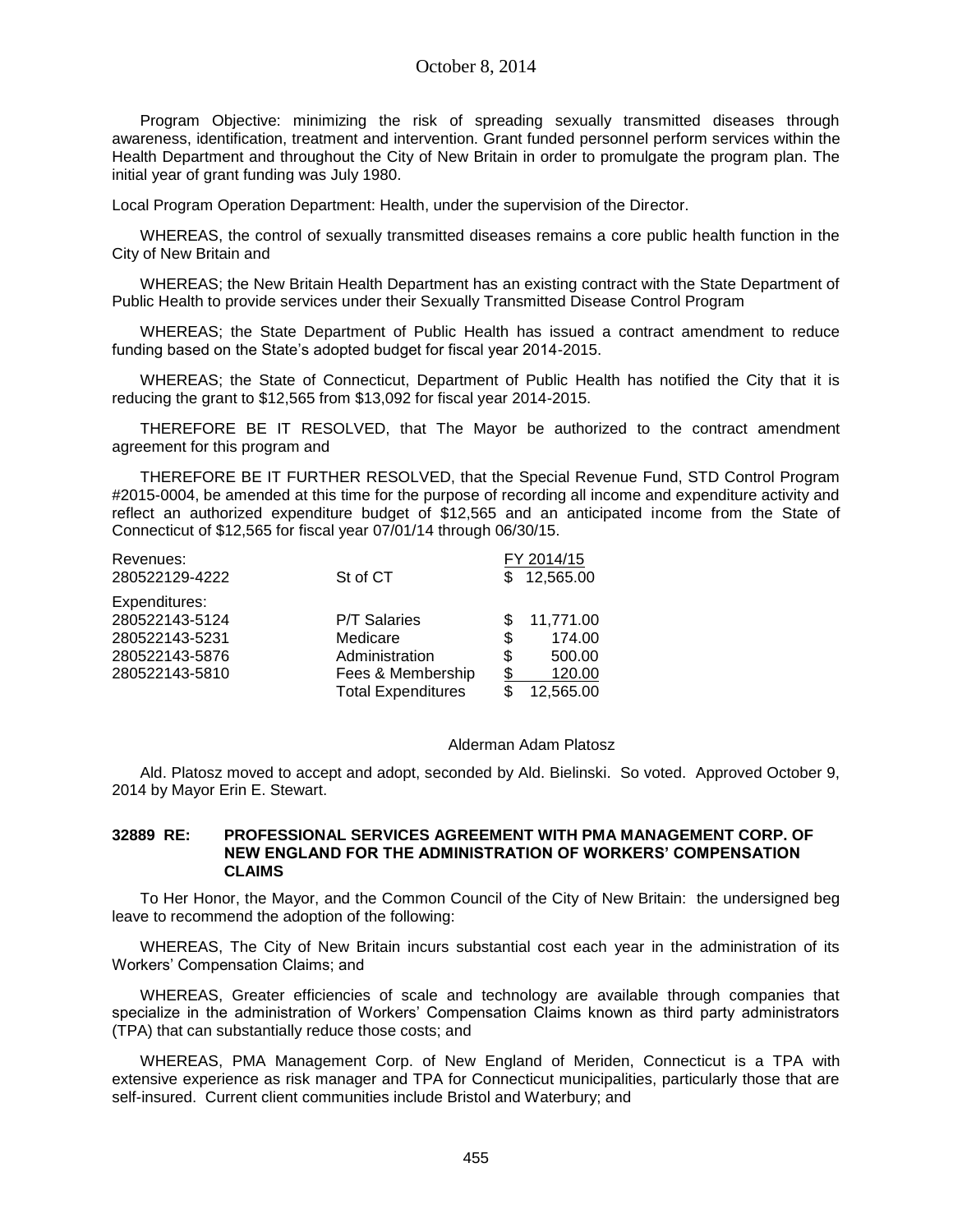Program Objective: minimizing the risk of spreading sexually transmitted diseases through awareness, identification, treatment and intervention. Grant funded personnel perform services within the Health Department and throughout the City of New Britain in order to promulgate the program plan. The initial year of grant funding was July 1980.

Local Program Operation Department: Health, under the supervision of the Director.

WHEREAS, the control of sexually transmitted diseases remains a core public health function in the City of New Britain and

WHEREAS; the New Britain Health Department has an existing contract with the State Department of Public Health to provide services under their Sexually Transmitted Disease Control Program

WHEREAS; the State Department of Public Health has issued a contract amendment to reduce funding based on the State's adopted budget for fiscal year 2014-2015.

WHEREAS; the State of Connecticut, Department of Public Health has notified the City that it is reducing the grant to $12,565 from $13,092 for fiscal year 2014-2015.

THEREFORE BE IT RESOLVED, that The Mayor be authorized to the contract amendment agreement for this program and

THEREFORE BE IT FURTHER RESOLVED, that the Special Revenue Fund, STD Control Program #2015-0004, be amended at this time for the purpose of recording all income and expenditure activity and reflect an authorized expenditure budget of $12,565 and an anticipated income from the State of Connecticut of $12,565 for fiscal year 07/01/14 through 06/30/15.

| | | FY 2014/15 |
|---|---|---|
| Revenues: | | |
| 280522129-4222 | St of CT | $ 12,565.00 |
| Expenditures: | | |
| 280522143-5124 | P/T Salaries | $ 11,771.00 |
| 280522143-5231 | Medicare | $ 174.00 |
| 280522143-5876 | Administration | $ 500.00 |
| 280522143-5810 | Fees & Membership | $ 120.00 |
| | Total Expenditures | $ 12,565.00 |

Alderman Adam Platosz

Ald. Platosz moved to accept and adopt, seconded by Ald. Bielinski. So voted. Approved October 9, 2014 by Mayor Erin E. Stewart.

**32889 RE: PROFESSIONAL SERVICES AGREEMENT WITH PMA MANAGEMENT CORP. OF NEW ENGLAND FOR THE ADMINISTRATION OF WORKERS' COMPENSATION CLAIMS**

To Her Honor, the Mayor, and the Common Council of the City of New Britain: the undersigned beg leave to recommend the adoption of the following:

WHEREAS, The City of New Britain incurs substantial cost each year in the administration of its Workers' Compensation Claims; and

WHEREAS, Greater efficiencies of scale and technology are available through companies that specialize in the administration of Workers' Compensation Claims known as third party administrators (TPA) that can substantially reduce those costs; and

WHEREAS, PMA Management Corp. of New England of Meriden, Connecticut is a TPA with extensive experience as risk manager and TPA for Connecticut municipalities, particularly those that are self-insured. Current client communities include Bristol and Waterbury; and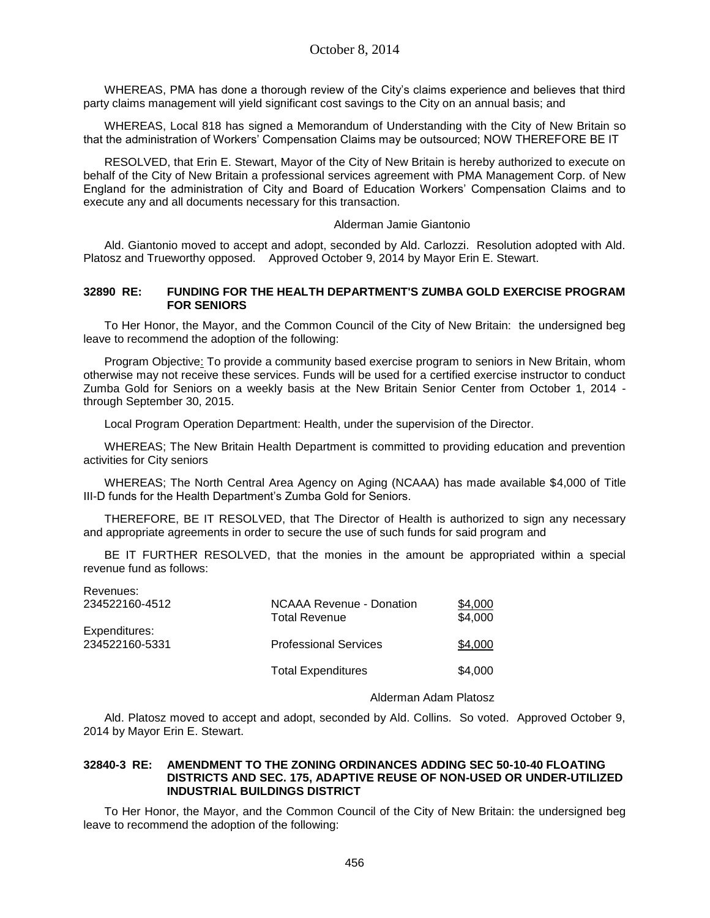WHEREAS, PMA has done a thorough review of the City's claims experience and believes that third party claims management will yield significant cost savings to the City on an annual basis; and

WHEREAS, Local 818 has signed a Memorandum of Understanding with the City of New Britain so that the administration of Workers' Compensation Claims may be outsourced; NOW THEREFORE BE IT

RESOLVED, that Erin E. Stewart, Mayor of the City of New Britain is hereby authorized to execute on behalf of the City of New Britain a professional services agreement with PMA Management Corp. of New England for the administration of City and Board of Education Workers' Compensation Claims and to execute any and all documents necessary for this transaction.

Alderman Jamie Giantonio

Ald. Giantonio moved to accept and adopt, seconded by Ald. Carlozzi. Resolution adopted with Ald. Platosz and Trueworthy opposed. Approved October 9, 2014 by Mayor Erin E. Stewart.

**32890 RE: FUNDING FOR THE HEALTH DEPARTMENT'S ZUMBA GOLD EXERCISE PROGRAM FOR SENIORS**

To Her Honor, the Mayor, and the Common Council of the City of New Britain: the undersigned beg leave to recommend the adoption of the following:

Program Objective: To provide a community based exercise program to seniors in New Britain, whom otherwise may not receive these services. Funds will be used for a certified exercise instructor to conduct Zumba Gold for Seniors on a weekly basis at the New Britain Senior Center from October 1, 2014 - through September 30, 2015.

Local Program Operation Department: Health, under the supervision of the Director.

WHEREAS; The New Britain Health Department is committed to providing education and prevention activities for City seniors

WHEREAS; The North Central Area Agency on Aging (NCAAA) has made available $4,000 of Title III-D funds for the Health Department's Zumba Gold for Seniors.

THEREFORE, BE IT RESOLVED, that The Director of Health is authorized to sign any necessary and appropriate agreements in order to secure the use of such funds for said program and

BE IT FURTHER RESOLVED, that the monies in the amount be appropriated within a special revenue fund as follows:

| | | |
|---|---|---|
| Revenues: | | |
| 234522160-4512 | NCAAA Revenue - Donation | $4,000 |
| | Total Revenue | $4,000 |
| Expenditures: | | |
| 234522160-5331 | Professional Services | $4,000 |
| | Total Expenditures | $4,000 |

Alderman Adam Platosz

Ald. Platosz moved to accept and adopt, seconded by Ald. Collins. So voted. Approved October 9, 2014 by Mayor Erin E. Stewart.

**32840-3 RE: AMENDMENT TO THE ZONING ORDINANCES ADDING SEC 50-10-40 FLOATING DISTRICTS AND SEC. 175, ADAPTIVE REUSE OF NON-USED OR UNDER-UTILIZED INDUSTRIAL BUILDINGS DISTRICT**

To Her Honor, the Mayor, and the Common Council of the City of New Britain: the undersigned beg leave to recommend the adoption of the following: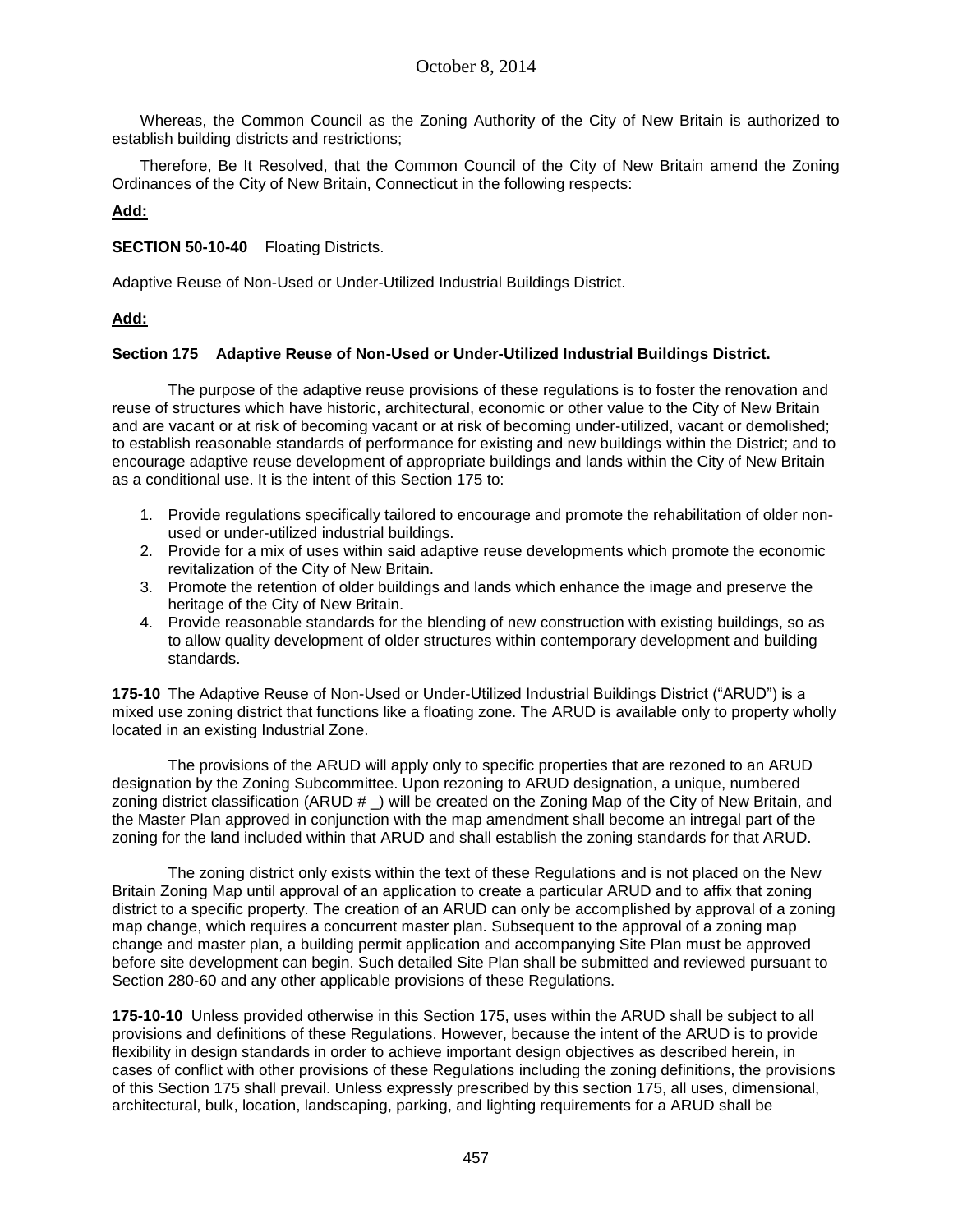Whereas, the Common Council as the Zoning Authority of the City of New Britain is authorized to establish building districts and restrictions;

Therefore, Be It Resolved, that the Common Council of the City of New Britain amend the Zoning Ordinances of the City of New Britain, Connecticut in the following respects:

**Add:**

**SECTION 50-10-40** Floating Districts.

Adaptive Reuse of Non-Used or Under-Utilized Industrial Buildings District.

**Add:**

**Section 175 Adaptive Reuse of Non-Used or Under-Utilized Industrial Buildings District.**

The purpose of the adaptive reuse provisions of these regulations is to foster the renovation and reuse of structures which have historic, architectural, economic or other value to the City of New Britain and are vacant or at risk of becoming vacant or at risk of becoming under-utilized, vacant or demolished; to establish reasonable standards of performance for existing and new buildings within the District; and to encourage adaptive reuse development of appropriate buildings and lands within the City of New Britain as a conditional use. It is the intent of this Section 175 to:

1. Provide regulations specifically tailored to encourage and promote the rehabilitation of older non-used or under-utilized industrial buildings.
2. Provide for a mix of uses within said adaptive reuse developments which promote the economic revitalization of the City of New Britain.
3. Promote the retention of older buildings and lands which enhance the image and preserve the heritage of the City of New Britain.
4. Provide reasonable standards for the blending of new construction with existing buildings, so as to allow quality development of older structures within contemporary development and building standards.

**175-10** The Adaptive Reuse of Non-Used or Under-Utilized Industrial Buildings District ("ARUD") is a mixed use zoning district that functions like a floating zone. The ARUD is available only to property wholly located in an existing Industrial Zone.

The provisions of the ARUD will apply only to specific properties that are rezoned to an ARUD designation by the Zoning Subcommittee. Upon rezoning to ARUD designation, a unique, numbered zoning district classification (ARUD # _) will be created on the Zoning Map of the City of New Britain, and the Master Plan approved in conjunction with the map amendment shall become an intregal part of the zoning for the land included within that ARUD and shall establish the zoning standards for that ARUD.

The zoning district only exists within the text of these Regulations and is not placed on the New Britain Zoning Map until approval of an application to create a particular ARUD and to affix that zoning district to a specific property. The creation of an ARUD can only be accomplished by approval of a zoning map change, which requires a concurrent master plan. Subsequent to the approval of a zoning map change and master plan, a building permit application and accompanying Site Plan must be approved before site development can begin. Such detailed Site Plan shall be submitted and reviewed pursuant to Section 280-60 and any other applicable provisions of these Regulations.

**175-10-10** Unless provided otherwise in this Section 175, uses within the ARUD shall be subject to all provisions and definitions of these Regulations. However, because the intent of the ARUD is to provide flexibility in design standards in order to achieve important design objectives as described herein, in cases of conflict with other provisions of these Regulations including the zoning definitions, the provisions of this Section 175 shall prevail. Unless expressly prescribed by this section 175, all uses, dimensional, architectural, bulk, location, landscaping, parking, and lighting requirements for a ARUD shall be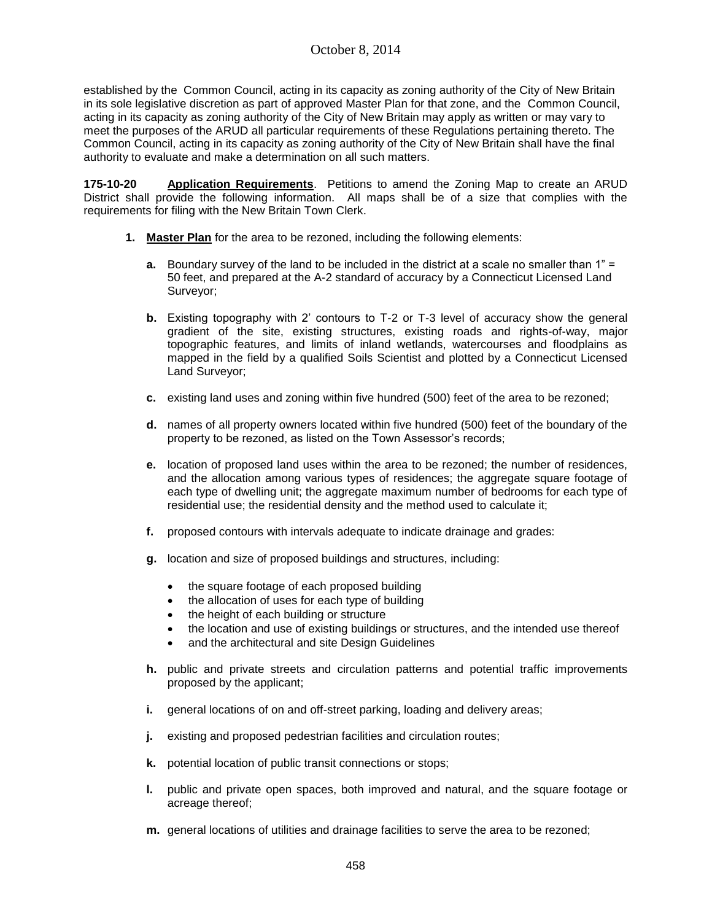established by the Common Council, acting in its capacity as zoning authority of the City of New Britain in its sole legislative discretion as part of approved Master Plan for that zone, and the Common Council, acting in its capacity as zoning authority of the City of New Britain may apply as written or may vary to meet the purposes of the ARUD all particular requirements of these Regulations pertaining thereto. The Common Council, acting in its capacity as zoning authority of the City of New Britain shall have the final authority to evaluate and make a determination on all such matters.

**175-10-20 Application Requirements**. Petitions to amend the Zoning Map to create an ARUD District shall provide the following information. All maps shall be of a size that complies with the requirements for filing with the New Britain Town Clerk.

1. **Master Plan** for the area to be rezoned, including the following elements:

   a. Boundary survey of the land to be included in the district at a scale no smaller than 1" = 50 feet, and prepared at the A-2 standard of accuracy by a Connecticut Licensed Land Surveyor;

   b. Existing topography with 2' contours to T-2 or T-3 level of accuracy show the general gradient of the site, existing structures, existing roads and rights-of-way, major topographic features, and limits of inland wetlands, watercourses and floodplains as mapped in the field by a qualified Soils Scientist and plotted by a Connecticut Licensed Land Surveyor;

   c. existing land uses and zoning within five hundred (500) feet of the area to be rezoned;

   d. names of all property owners located within five hundred (500) feet of the boundary of the property to be rezoned, as listed on the Town Assessor's records;

   e. location of proposed land uses within the area to be rezoned; the number of residences, and the allocation among various types of residences; the aggregate square footage of each type of dwelling unit; the aggregate maximum number of bedrooms for each type of residential use; the residential density and the method used to calculate it;

   f. proposed contours with intervals adequate to indicate drainage and grades:

   g. location and size of proposed buildings and structures, including:

      - the square footage of each proposed building
      - the allocation of uses for each type of building
      - the height of each building or structure
      - the location and use of existing buildings or structures, and the intended use thereof
      - and the architectural and site Design Guidelines

   h. public and private streets and circulation patterns and potential traffic improvements proposed by the applicant;

   i. general locations of on and off-street parking, loading and delivery areas;

   j. existing and proposed pedestrian facilities and circulation routes;

   k. potential location of public transit connections or stops;

   l. public and private open spaces, both improved and natural, and the square footage or acreage thereof;

   m. general locations of utilities and drainage facilities to serve the area to be rezoned;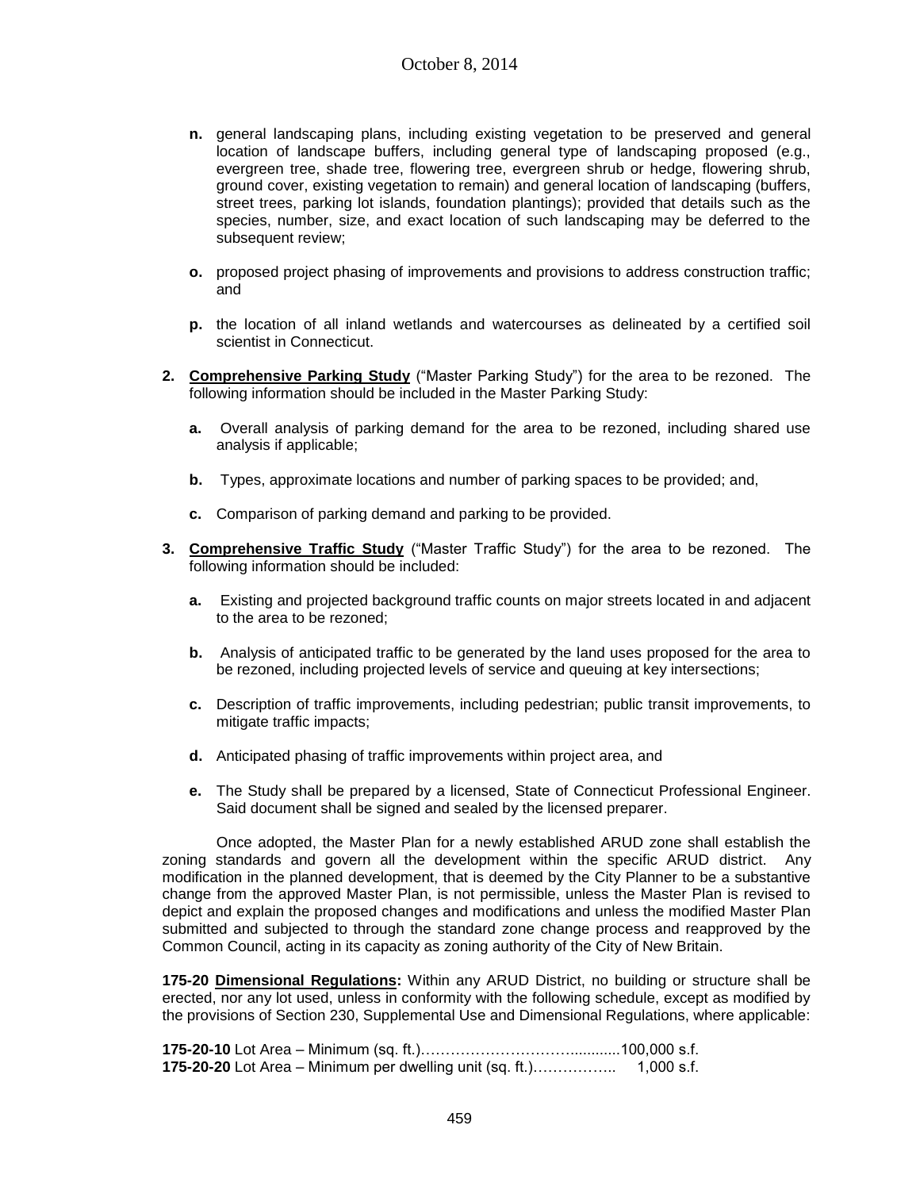**n.** general landscaping plans, including existing vegetation to be preserved and general location of landscape buffers, including general type of landscaping proposed (e.g., evergreen tree, shade tree, flowering tree, evergreen shrub or hedge, flowering shrub, ground cover, existing vegetation to remain) and general location of landscaping (buffers, street trees, parking lot islands, foundation plantings); provided that details such as the species, number, size, and exact location of such landscaping may be deferred to the subsequent review;

**o.** proposed project phasing of improvements and provisions to address construction traffic; and

**p.** the location of all inland wetlands and watercourses as delineated by a certified soil scientist in Connecticut.

**2. <u>Comprehensive Parking Study</u>** ("Master Parking Study") for the area to be rezoned. The following information should be included in the Master Parking Study:

**a.** Overall analysis of parking demand for the area to be rezoned, including shared use analysis if applicable;

**b.** Types, approximate locations and number of parking spaces to be provided; and,

**c.** Comparison of parking demand and parking to be provided.

**3. <u>Comprehensive Traffic Study</u>** ("Master Traffic Study") for the area to be rezoned. The following information should be included:

**a.** Existing and projected background traffic counts on major streets located in and adjacent to the area to be rezoned;

**b.** Analysis of anticipated traffic to be generated by the land uses proposed for the area to be rezoned, including projected levels of service and queuing at key intersections;

**c.** Description of traffic improvements, including pedestrian; public transit improvements, to mitigate traffic impacts;

**d.** Anticipated phasing of traffic improvements within project area, and

**e.** The Study shall be prepared by a licensed, State of Connecticut Professional Engineer. Said document shall be signed and sealed by the licensed preparer.

Once adopted, the Master Plan for a newly established ARUD zone shall establish the zoning standards and govern all the development within the specific ARUD district. Any modification in the planned development, that is deemed by the City Planner to be a substantive change from the approved Master Plan, is not permissible, unless the Master Plan is revised to depict and explain the proposed changes and modifications and unless the modified Master Plan submitted and subjected to through the standard zone change process and reapproved by the Common Council, acting in its capacity as zoning authority of the City of New Britain.

**175-20 <u>Dimensional Regulations</u>:** Within any ARUD District, no building or structure shall be erected, nor any lot used, unless in conformity with the following schedule, except as modified by the provisions of Section 230, Supplemental Use and Dimensional Regulations, where applicable:

**175-20-10** Lot Area – Minimum (sq. ft.)……………………………...........100,000 s.f.
**175-20-20** Lot Area – Minimum per dwelling unit (sq. ft.)…………….. 1,000 s.f.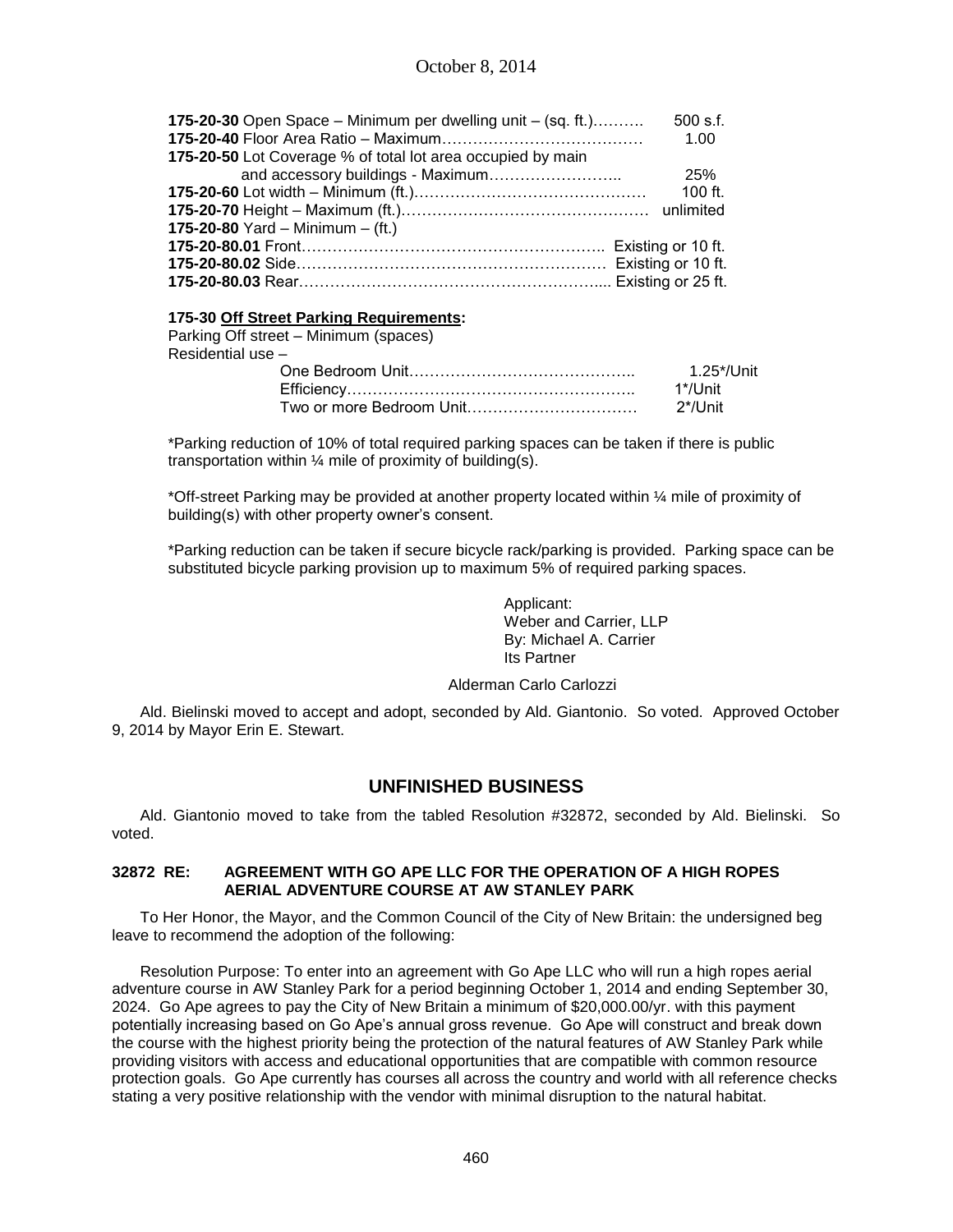**175-20-30** Open Space – Minimum per dwelling unit – (sq. ft.)………. 500 s.f.
**175-20-40** Floor Area Ratio – Maximum………………………………… 1.00
**175-20-50** Lot Coverage % of total lot area occupied by main and accessory buildings - Maximum…………………….. 25%
**175-20-60** Lot width – Minimum (ft.)……………………………………… 100 ft.
**175-20-70** Height – Maximum (ft.)……………………………………… unlimited
**175-20-80** Yard – Minimum – (ft.)
**175-20-80.01** Front………………………………………………….. Existing or 10 ft.
**175-20-80.02** Side…………………………………………………… Existing or 10 ft.
**175-20-80.03** Rear………………………………………………….... Existing or 25 ft.

**175-30 Off Street Parking Requirements:**

Parking Off street – Minimum (spaces)
Residential use –
One Bedroom Unit…………………………………….. 1.25*/Unit
Efficiency……………………………………………….. 1*/Unit
Two or more Bedroom Unit…………………………… 2*/Unit

*Parking reduction of 10% of total required parking spaces can be taken if there is public transportation within ¼ mile of proximity of building(s).

*Off-street Parking may be provided at another property located within ¼ mile of proximity of building(s) with other property owner's consent.

*Parking reduction can be taken if secure bicycle rack/parking is provided. Parking space can be substituted bicycle parking provision up to maximum 5% of required parking spaces.

Applicant:
Weber and Carrier, LLP
By: Michael A. Carrier
Its Partner

Alderman Carlo Carlozzi

Ald. Bielinski moved to accept and adopt, seconded by Ald. Giantonio. So voted. Approved October 9, 2014 by Mayor Erin E. Stewart.

## UNFINISHED BUSINESS

Ald. Giantonio moved to take from the tabled Resolution #32872, seconded by Ald. Bielinski. So voted.

**32872 RE: AGREEMENT WITH GO APE LLC FOR THE OPERATION OF A HIGH ROPES AERIAL ADVENTURE COURSE AT AW STANLEY PARK**

To Her Honor, the Mayor, and the Common Council of the City of New Britain: the undersigned beg leave to recommend the adoption of the following:

Resolution Purpose: To enter into an agreement with Go Ape LLC who will run a high ropes aerial adventure course in AW Stanley Park for a period beginning October 1, 2014 and ending September 30, 2024. Go Ape agrees to pay the City of New Britain a minimum of $20,000.00/yr. with this payment potentially increasing based on Go Ape's annual gross revenue. Go Ape will construct and break down the course with the highest priority being the protection of the natural features of AW Stanley Park while providing visitors with access and educational opportunities that are compatible with common resource protection goals. Go Ape currently has courses all across the country and world with all reference checks stating a very positive relationship with the vendor with minimal disruption to the natural habitat.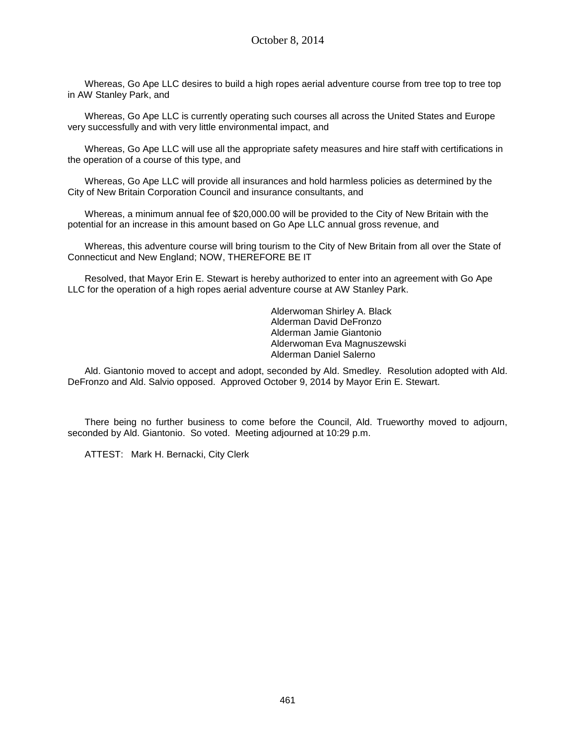Whereas, Go Ape LLC desires to build a high ropes aerial adventure course from tree top to tree top in AW Stanley Park, and

Whereas, Go Ape LLC is currently operating such courses all across the United States and Europe very successfully and with very little environmental impact, and

Whereas, Go Ape LLC will use all the appropriate safety measures and hire staff with certifications in the operation of a course of this type, and

Whereas, Go Ape LLC will provide all insurances and hold harmless policies as determined by the City of New Britain Corporation Council and insurance consultants, and

Whereas, a minimum annual fee of $20,000.00 will be provided to the City of New Britain with the potential for an increase in this amount based on Go Ape LLC annual gross revenue, and

Whereas, this adventure course will bring tourism to the City of New Britain from all over the State of Connecticut and New England; NOW, THEREFORE BE IT

Resolved, that Mayor Erin E. Stewart is hereby authorized to enter into an agreement with Go Ape LLC for the operation of a high ropes aerial adventure course at AW Stanley Park.

Alderwoman Shirley A. Black
Alderman David DeFronzo
Alderman Jamie Giantonio
Alderwoman Eva Magnuszewski
Alderman Daniel Salerno

Ald. Giantonio moved to accept and adopt, seconded by Ald. Smedley. Resolution adopted with Ald. DeFronzo and Ald. Salvio opposed. Approved October 9, 2014 by Mayor Erin E. Stewart.

There being no further business to come before the Council, Ald. Trueworthy moved to adjourn, seconded by Ald. Giantonio. So voted. Meeting adjourned at 10:29 p.m.

ATTEST: Mark H. Bernacki, City Clerk